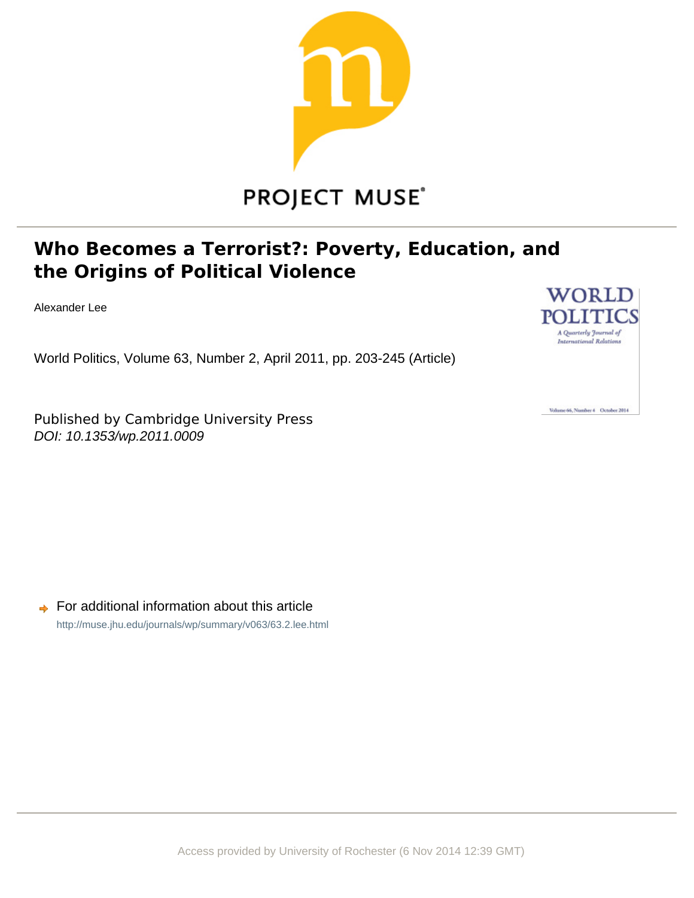PROJECT MUSE®

# Who Becomes a Terrorist?: Poverty, Education, and the Origins of Political Violence

Alexander Lee

World Politics, Volume 63, Number 2, April 2011, pp. 203-245 (Article)

Published by Cambridge University Press
*DOI: 10.1353/wp.2011.0009*

For additional information about this article
http://muse.jhu.edu/journals/wp/summary/v063/63.2.lee.html

Access provided by University of Rochester (6 Nov 2014 12:39 GMT)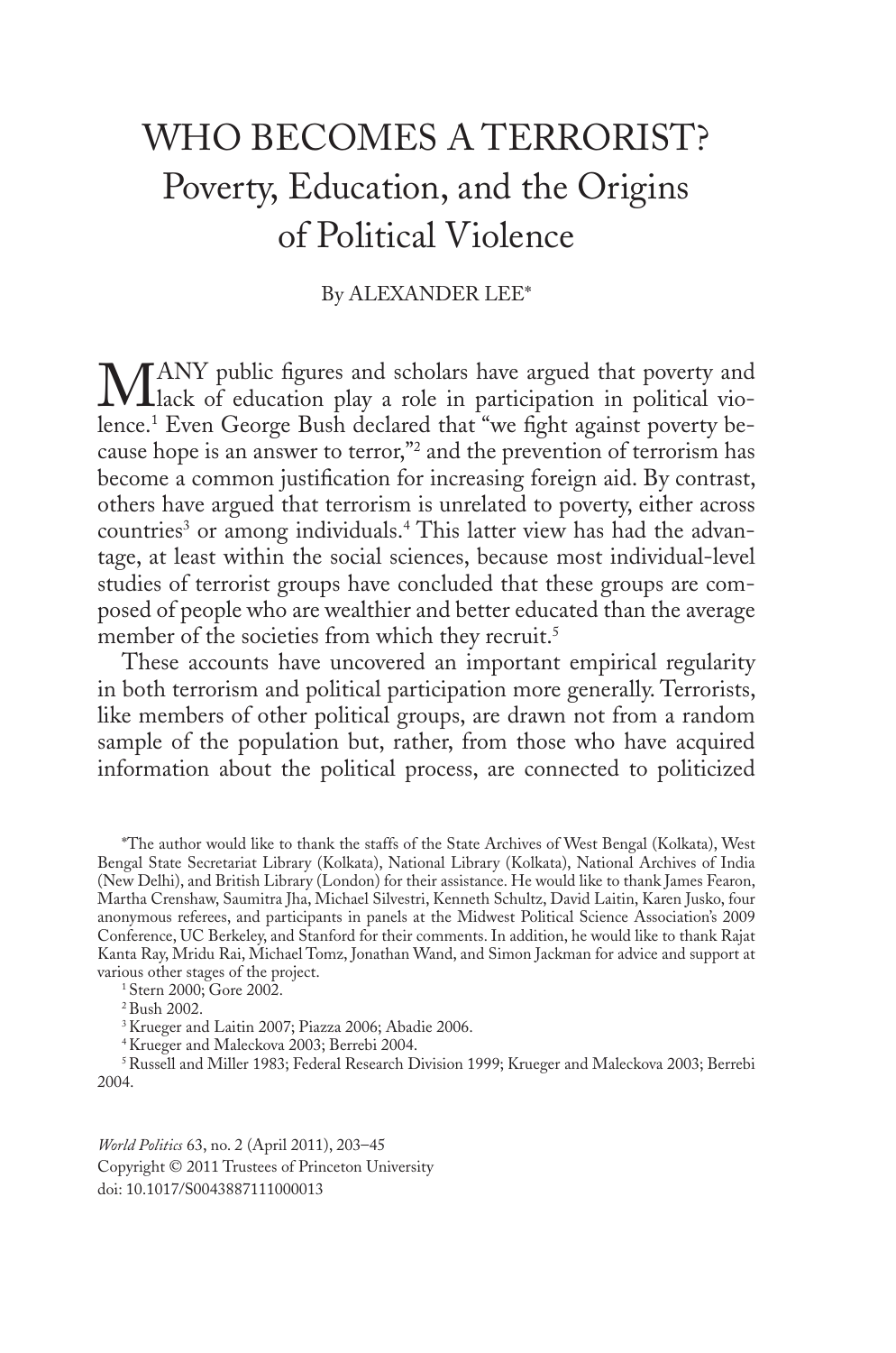# WHO BECOMES A TERRORIST?
## Poverty, Education, and the Origins of Political Violence

By ALEXANDER LEE*

MANY public figures and scholars have argued that poverty and lack of education play a role in participation in political violence.[1] Even George Bush declared that "we fight against poverty because hope is an answer to terror,"[2] and the prevention of terrorism has become a common justification for increasing foreign aid. By contrast, others have argued that terrorism is unrelated to poverty, either across countries[3] or among individuals.[4] This latter view has had the advantage, at least within the social sciences, because most individual-level studies of terrorist groups have concluded that these groups are composed of people who are wealthier and better educated than the average member of the societies from which they recruit.[5]

These accounts have uncovered an important empirical regularity in both terrorism and political participation more generally. Terrorists, like members of other political groups, are drawn not from a random sample of the population but, rather, from those who have acquired information about the political process, are connected to politicized

*The author would like to thank the staffs of the State Archives of West Bengal (Kolkata), West Bengal State Secretariat Library (Kolkata), National Library (Kolkata), National Archives of India (New Delhi), and British Library (London) for their assistance. He would like to thank James Fearon, Martha Crenshaw, Saumitra Jha, Michael Silvestri, Kenneth Schultz, David Laitin, Karen Jusko, four anonymous referees, and participants in panels at the Midwest Political Science Association's 2009 Conference, UC Berkeley, and Stanford for their comments. In addition, he would like to thank Rajat Kanta Ray, Mridu Rai, Michael Tomz, Jonathan Wand, and Simon Jackman for advice and support at various other stages of the project.

[1] Stern 2000; Gore 2002.

[2] Bush 2002.

[3] Krueger and Laitin 2007; Piazza 2006; Abadie 2006.

[4] Krueger and Maleckova 2003; Berrebi 2004.

[5] Russell and Miller 1983; Federal Research Division 1999; Krueger and Maleckova 2003; Berrebi 2004.

*World Politics* 63, no. 2 (April 2011), 203–45
Copyright © 2011 Trustees of Princeton University
doi: 10.1017/S0043887111000013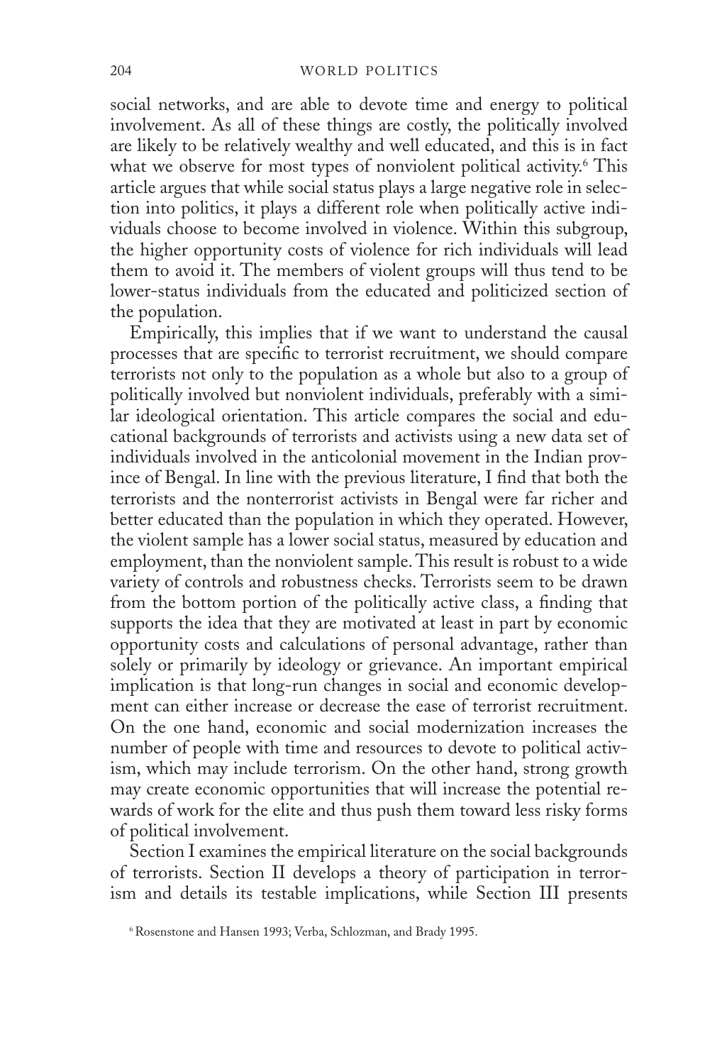social networks, and are able to devote time and energy to political involvement. As all of these things are costly, the politically involved are likely to be relatively wealthy and well educated, and this is in fact what we observe for most types of nonviolent political activity.[6] This article argues that while social status plays a large negative role in selection into politics, it plays a different role when politically active individuals choose to become involved in violence. Within this subgroup, the higher opportunity costs of violence for rich individuals will lead them to avoid it. The members of violent groups will thus tend to be lower-status individuals from the educated and politicized section of the population.

Empirically, this implies that if we want to understand the causal processes that are specific to terrorist recruitment, we should compare terrorists not only to the population as a whole but also to a group of politically involved but nonviolent individuals, preferably with a similar ideological orientation. This article compares the social and educational backgrounds of terrorists and activists using a new data set of individuals involved in the anticolonial movement in the Indian province of Bengal. In line with the previous literature, I find that both the terrorists and the nonterrorist activists in Bengal were far richer and better educated than the population in which they operated. However, the violent sample has a lower social status, measured by education and employment, than the nonviolent sample. This result is robust to a wide variety of controls and robustness checks. Terrorists seem to be drawn from the bottom portion of the politically active class, a finding that supports the idea that they are motivated at least in part by economic opportunity costs and calculations of personal advantage, rather than solely or primarily by ideology or grievance. An important empirical implication is that long-run changes in social and economic development can either increase or decrease the ease of terrorist recruitment. On the one hand, economic and social modernization increases the number of people with time and resources to devote to political activism, which may include terrorism. On the other hand, strong growth may create economic opportunities that will increase the potential rewards of work for the elite and thus push them toward less risky forms of political involvement.

Section I examines the empirical literature on the social backgrounds of terrorists. Section II develops a theory of participation in terrorism and details its testable implications, while Section III presents

[6] Rosenstone and Hansen 1993; Verba, Schlozman, and Brady 1995.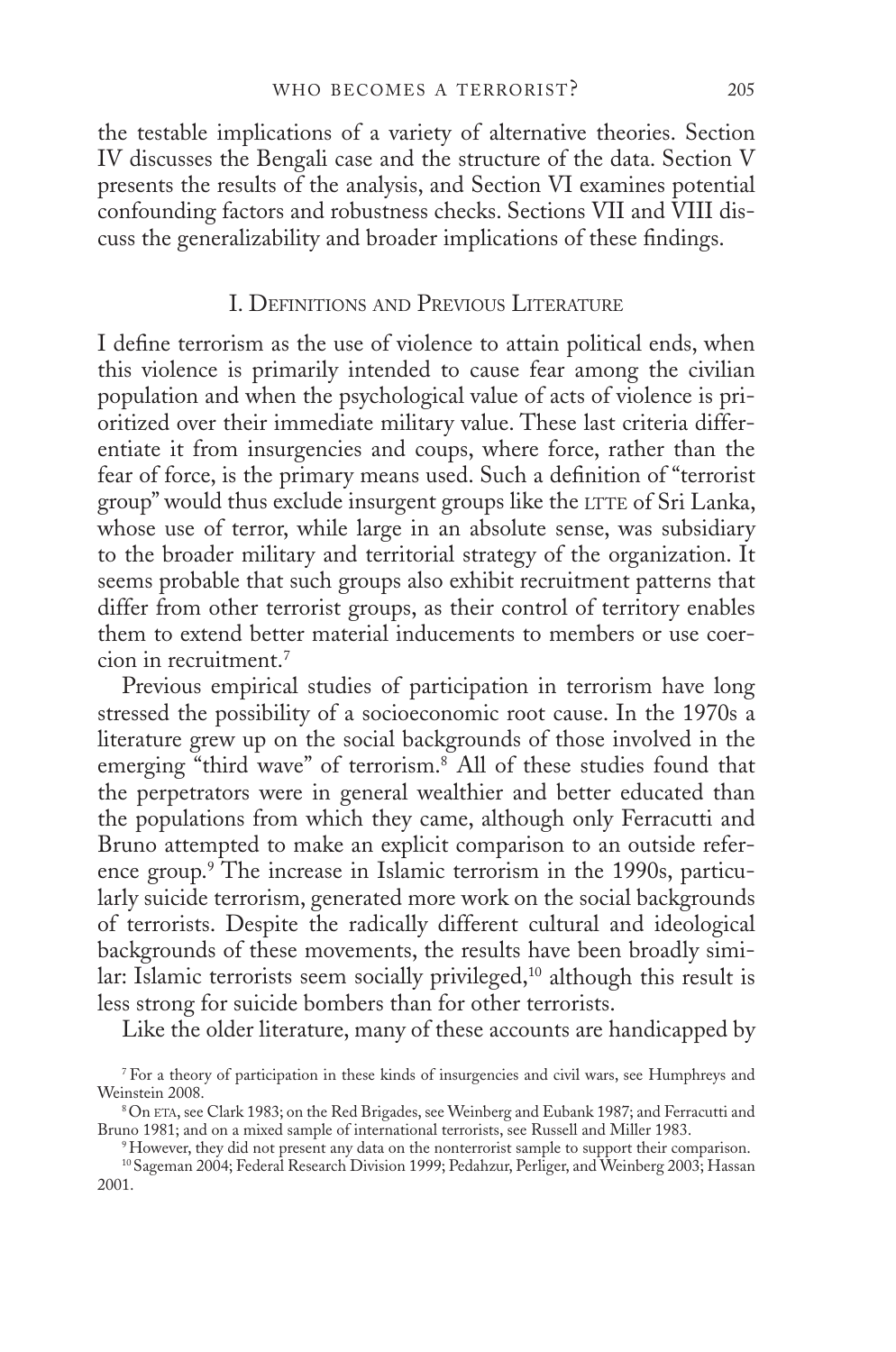the testable implications of a variety of alternative theories. Section IV discusses the Bengali case and the structure of the data. Section V presents the results of the analysis, and Section VI examines potential confounding factors and robustness checks. Sections VII and VIII discuss the generalizability and broader implications of these findings.

## I. Definitions and Previous Literature

I define terrorism as the use of violence to attain political ends, when this violence is primarily intended to cause fear among the civilian population and when the psychological value of acts of violence is prioritized over their immediate military value. These last criteria differentiate it from insurgencies and coups, where force, rather than the fear of force, is the primary means used. Such a definition of "terrorist group" would thus exclude insurgent groups like the LTTE of Sri Lanka, whose use of terror, while large in an absolute sense, was subsidiary to the broader military and territorial strategy of the organization. It seems probable that such groups also exhibit recruitment patterns that differ from other terrorist groups, as their control of territory enables them to extend better material inducements to members or use coercion in recruitment.[7]

Previous empirical studies of participation in terrorism have long stressed the possibility of a socioeconomic root cause. In the 1970s a literature grew up on the social backgrounds of those involved in the emerging "third wave" of terrorism.[8] All of these studies found that the perpetrators were in general wealthier and better educated than the populations from which they came, although only Ferracutti and Bruno attempted to make an explicit comparison to an outside reference group.[9] The increase in Islamic terrorism in the 1990s, particularly suicide terrorism, generated more work on the social backgrounds of terrorists. Despite the radically different cultural and ideological backgrounds of these movements, the results have been broadly similar: Islamic terrorists seem socially privileged,[10] although this result is less strong for suicide bombers than for other terrorists.

Like the older literature, many of these accounts are handicapped by

---

[7] For a theory of participation in these kinds of insurgencies and civil wars, see Humphreys and Weinstein 2008.

[8] On ETA, see Clark 1983; on the Red Brigades, see Weinberg and Eubank 1987; and Ferracutti and Bruno 1981; and on a mixed sample of international terrorists, see Russell and Miller 1983.

[9] However, they did not present any data on the nonterrorist sample to support their comparison.

[10] Sageman 2004; Federal Research Division 1999; Pedahzur, Perliger, and Weinberg 2003; Hassan 2001.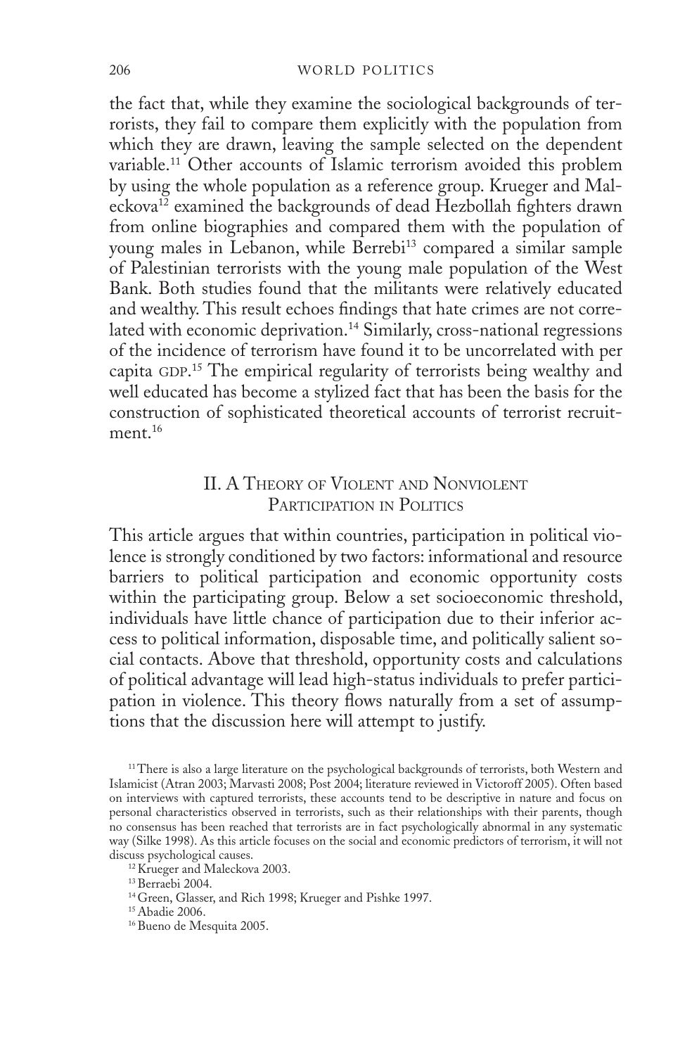the fact that, while they examine the sociological backgrounds of terrorists, they fail to compare them explicitly with the population from which they are drawn, leaving the sample selected on the dependent variable.[11] Other accounts of Islamic terrorism avoided this problem by using the whole population as a reference group. Krueger and Maleckova[12] examined the backgrounds of dead Hezbollah fighters drawn from online biographies and compared them with the population of young males in Lebanon, while Berrebi[13] compared a similar sample of Palestinian terrorists with the young male population of the West Bank. Both studies found that the militants were relatively educated and wealthy. This result echoes findings that hate crimes are not correlated with economic deprivation.[14] Similarly, cross-national regressions of the incidence of terrorism have found it to be uncorrelated with per capita GDP.[15] The empirical regularity of terrorists being wealthy and well educated has become a stylized fact that has been the basis for the construction of sophisticated theoretical accounts of terrorist recruitment.[16]

## II. A Theory of Violent and Nonviolent Participation in Politics

This article argues that within countries, participation in political violence is strongly conditioned by two factors: informational and resource barriers to political participation and economic opportunity costs within the participating group. Below a set socioeconomic threshold, individuals have little chance of participation due to their inferior access to political information, disposable time, and politically salient social contacts. Above that threshold, opportunity costs and calculations of political advantage will lead high-status individuals to prefer participation in violence. This theory flows naturally from a set of assumptions that the discussion here will attempt to justify.

[11] There is also a large literature on the psychological backgrounds of terrorists, both Western and Islamicist (Atran 2003; Marvasti 2008; Post 2004; literature reviewed in Victoroff 2005). Often based on interviews with captured terrorists, these accounts tend to be descriptive in nature and focus on personal characteristics observed in terrorists, such as their relationships with their parents, though no consensus has been reached that terrorists are in fact psychologically abnormal in any systematic way (Silke 1998). As this article focuses on the social and economic predictors of terrorism, it will not discuss psychological causes.

[12] Krueger and Maleckova 2003.

[13] Berraebi 2004.

[14] Green, Glasser, and Rich 1998; Krueger and Pishke 1997.

[15] Abadie 2006.

[16] Bueno de Mesquita 2005.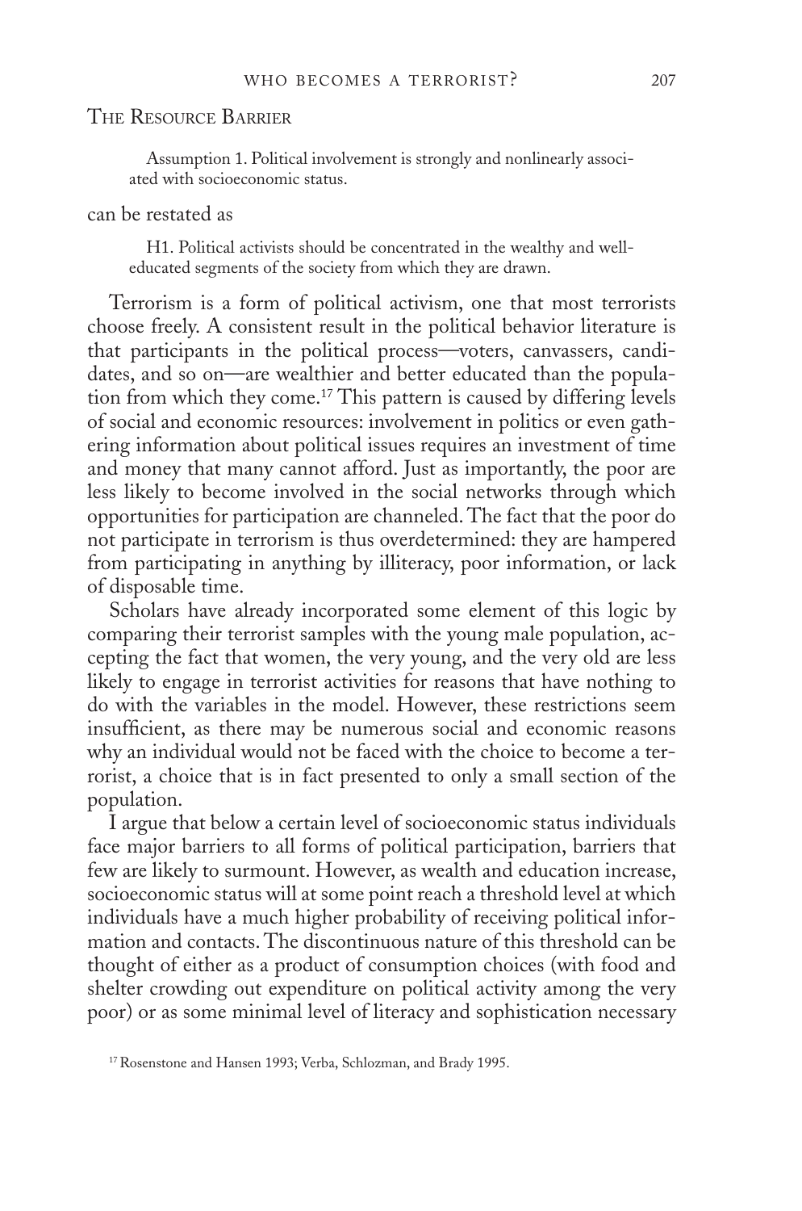## The Resource Barrier

> Assumption 1. Political involvement is strongly and nonlinearly associated with socioeconomic status.

can be restated as

> H1. Political activists should be concentrated in the wealthy and well-educated segments of the society from which they are drawn.

Terrorism is a form of political activism, one that most terrorists choose freely. A consistent result in the political behavior literature is that participants in the political process—voters, canvassers, candidates, and so on—are wealthier and better educated than the population from which they come.[17] This pattern is caused by differing levels of social and economic resources: involvement in politics or even gathering information about political issues requires an investment of time and money that many cannot afford. Just as importantly, the poor are less likely to become involved in the social networks through which opportunities for participation are channeled. The fact that the poor do not participate in terrorism is thus overdetermined: they are hampered from participating in anything by illiteracy, poor information, or lack of disposable time.

Scholars have already incorporated some element of this logic by comparing their terrorist samples with the young male population, accepting the fact that women, the very young, and the very old are less likely to engage in terrorist activities for reasons that have nothing to do with the variables in the model. However, these restrictions seem insufficient, as there may be numerous social and economic reasons why an individual would not be faced with the choice to become a terrorist, a choice that is in fact presented to only a small section of the population.

I argue that below a certain level of socioeconomic status individuals face major barriers to all forms of political participation, barriers that few are likely to surmount. However, as wealth and education increase, socioeconomic status will at some point reach a threshold level at which individuals have a much higher probability of receiving political information and contacts. The discontinuous nature of this threshold can be thought of either as a product of consumption choices (with food and shelter crowding out expenditure on political activity among the very poor) or as some minimal level of literacy and sophistication necessary

[17] Rosenstone and Hansen 1993; Verba, Schlozman, and Brady 1995.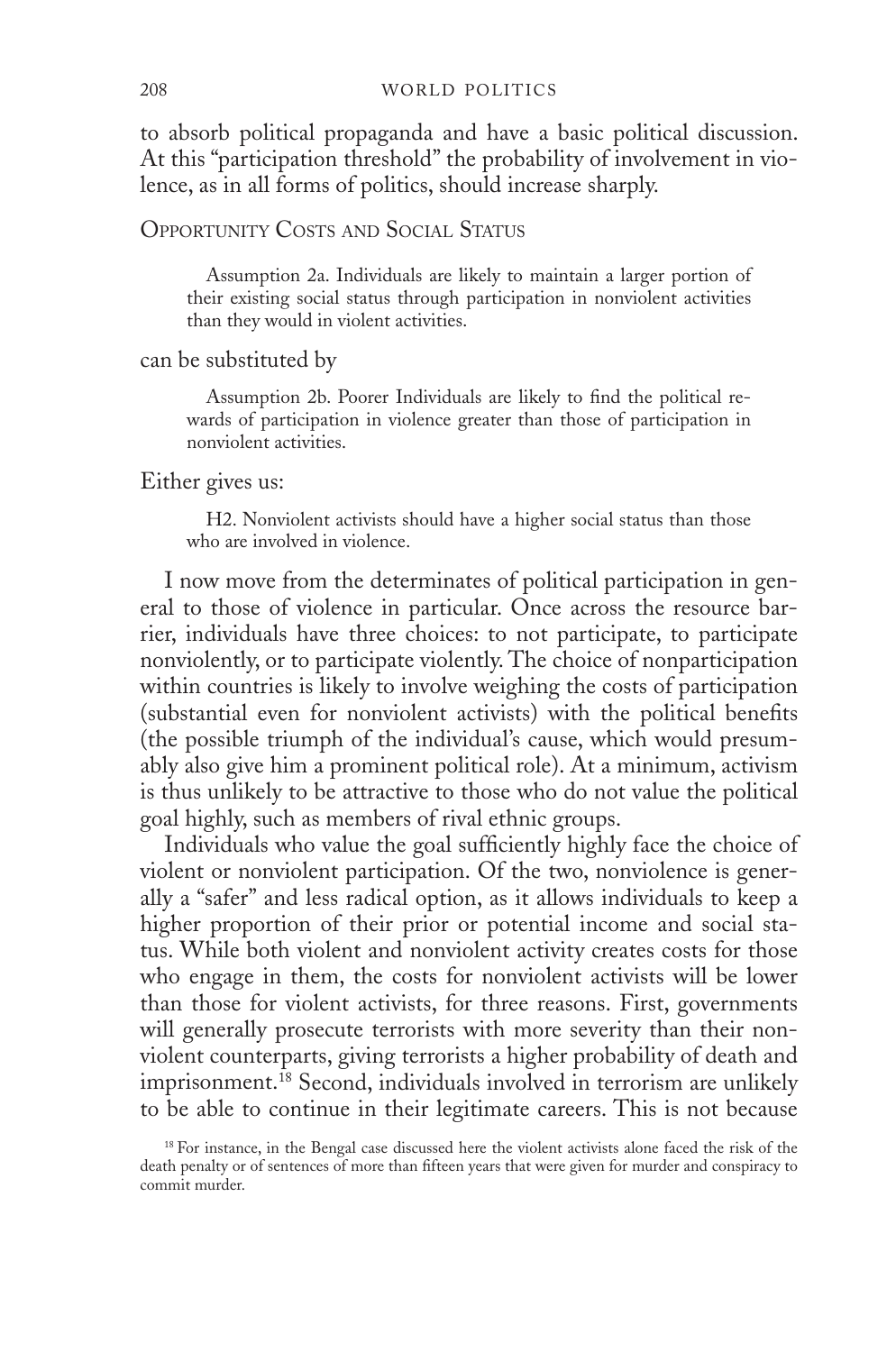to absorb political propaganda and have a basic political discussion. At this "participation threshold" the probability of involvement in violence, as in all forms of politics, should increase sharply.

### Opportunity Costs and Social Status

> Assumption 2a. Individuals are likely to maintain a larger portion of their existing social status through participation in nonviolent activities than they would in violent activities.

can be substituted by

> Assumption 2b. Poorer Individuals are likely to find the political rewards of participation in violence greater than those of participation in nonviolent activities.

Either gives us:

> H2. Nonviolent activists should have a higher social status than those who are involved in violence.

I now move from the determinates of political participation in general to those of violence in particular. Once across the resource barrier, individuals have three choices: to not participate, to participate nonviolently, or to participate violently. The choice of nonparticipation within countries is likely to involve weighing the costs of participation (substantial even for nonviolent activists) with the political benefits (the possible triumph of the individual's cause, which would presumably also give him a prominent political role). At a minimum, activism is thus unlikely to be attractive to those who do not value the political goal highly, such as members of rival ethnic groups.

Individuals who value the goal sufficiently highly face the choice of violent or nonviolent participation. Of the two, nonviolence is generally a "safer" and less radical option, as it allows individuals to keep a higher proportion of their prior or potential income and social status. While both violent and nonviolent activity creates costs for those who engage in them, the costs for nonviolent activists will be lower than those for violent activists, for three reasons. First, governments will generally prosecute terrorists with more severity than their nonviolent counterparts, giving terrorists a higher probability of death and imprisonment.[18] Second, individuals involved in terrorism are unlikely to be able to continue in their legitimate careers. This is not because

[18] For instance, in the Bengal case discussed here the violent activists alone faced the risk of the death penalty or of sentences of more than fifteen years that were given for murder and conspiracy to commit murder.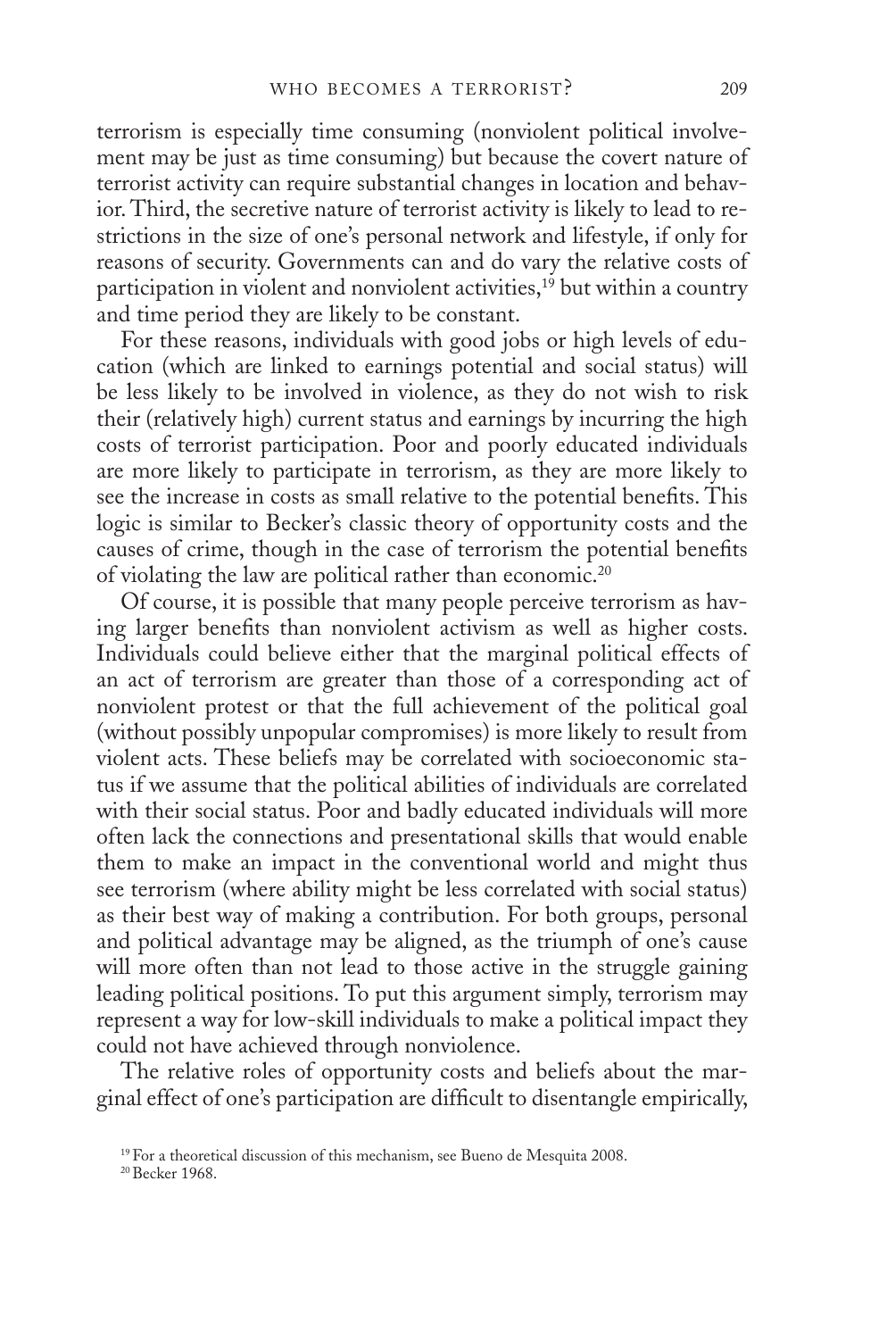terrorism is especially time consuming (nonviolent political involvement may be just as time consuming) but because the covert nature of terrorist activity can require substantial changes in location and behavior. Third, the secretive nature of terrorist activity is likely to lead to restrictions in the size of one's personal network and lifestyle, if only for reasons of security. Governments can and do vary the relative costs of participation in violent and nonviolent activities,[19] but within a country and time period they are likely to be constant.

For these reasons, individuals with good jobs or high levels of education (which are linked to earnings potential and social status) will be less likely to be involved in violence, as they do not wish to risk their (relatively high) current status and earnings by incurring the high costs of terrorist participation. Poor and poorly educated individuals are more likely to participate in terrorism, as they are more likely to see the increase in costs as small relative to the potential benefits. This logic is similar to Becker's classic theory of opportunity costs and the causes of crime, though in the case of terrorism the potential benefits of violating the law are political rather than economic.[20]

Of course, it is possible that many people perceive terrorism as having larger benefits than nonviolent activism as well as higher costs. Individuals could believe either that the marginal political effects of an act of terrorism are greater than those of a corresponding act of nonviolent protest or that the full achievement of the political goal (without possibly unpopular compromises) is more likely to result from violent acts. These beliefs may be correlated with socioeconomic status if we assume that the political abilities of individuals are correlated with their social status. Poor and badly educated individuals will more often lack the connections and presentational skills that would enable them to make an impact in the conventional world and might thus see terrorism (where ability might be less correlated with social status) as their best way of making a contribution. For both groups, personal and political advantage may be aligned, as the triumph of one's cause will more often than not lead to those active in the struggle gaining leading political positions. To put this argument simply, terrorism may represent a way for low-skill individuals to make a political impact they could not have achieved through nonviolence.

The relative roles of opportunity costs and beliefs about the marginal effect of one's participation are difficult to disentangle empirically,

[19] For a theoretical discussion of this mechanism, see Bueno de Mesquita 2008.

[20] Becker 1968.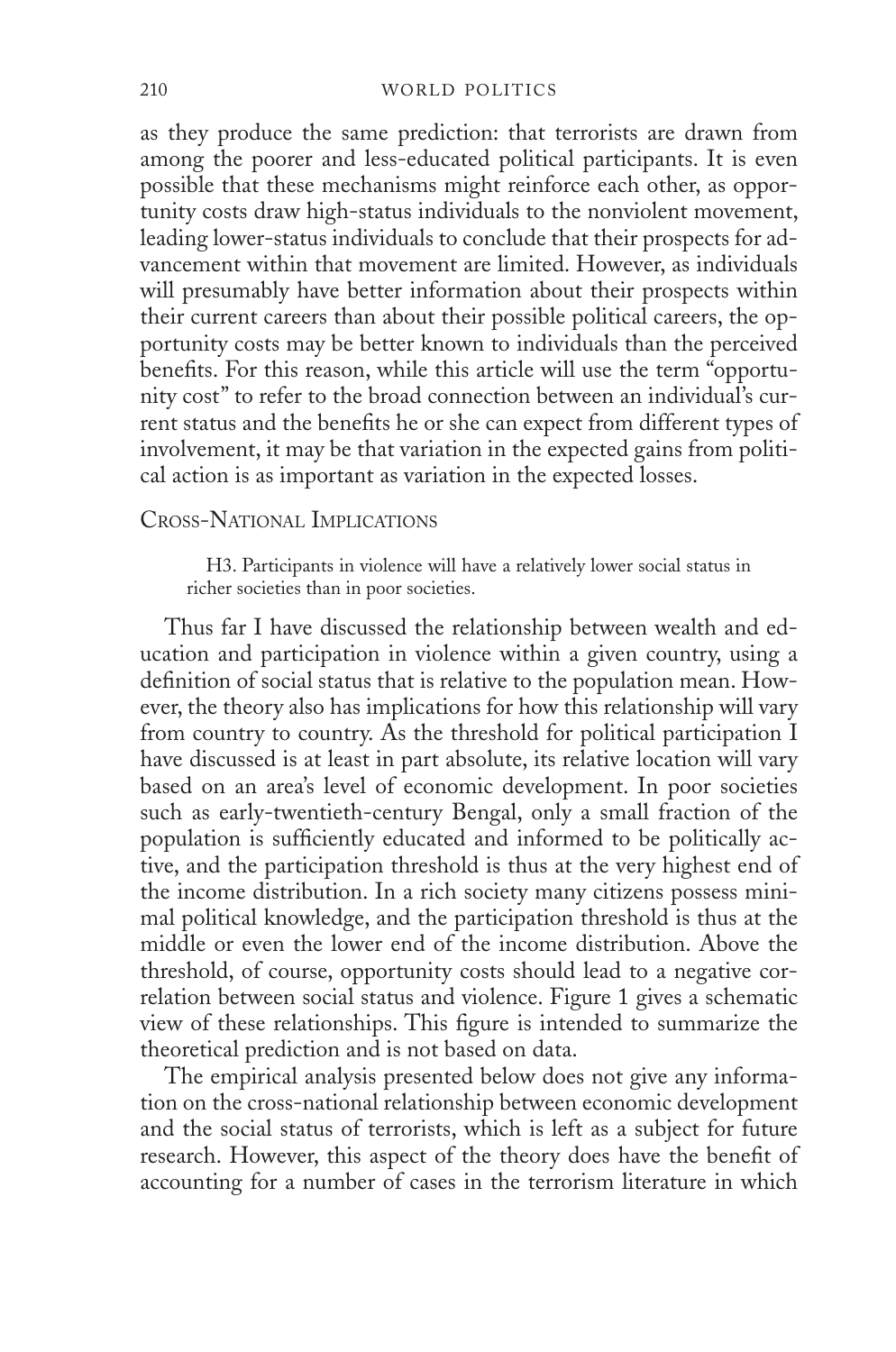as they produce the same prediction: that terrorists are drawn from among the poorer and less-educated political participants. It is even possible that these mechanisms might reinforce each other, as opportunity costs draw high-status individuals to the nonviolent movement, leading lower-status individuals to conclude that their prospects for advancement within that movement are limited. However, as individuals will presumably have better information about their prospects within their current careers than about their possible political careers, the opportunity costs may be better known to individuals than the perceived benefits. For this reason, while this article will use the term "opportunity cost" to refer to the broad connection between an individual's current status and the benefits he or she can expect from different types of involvement, it may be that variation in the expected gains from political action is as important as variation in the expected losses.

### Cross-National Implications

> H3. Participants in violence will have a relatively lower social status in richer societies than in poor societies.

Thus far I have discussed the relationship between wealth and education and participation in violence within a given country, using a definition of social status that is relative to the population mean. However, the theory also has implications for how this relationship will vary from country to country. As the threshold for political participation I have discussed is at least in part absolute, its relative location will vary based on an area's level of economic development. In poor societies such as early-twentieth-century Bengal, only a small fraction of the population is sufficiently educated and informed to be politically active, and the participation threshold is thus at the very highest end of the income distribution. In a rich society many citizens possess minimal political knowledge, and the participation threshold is thus at the middle or even the lower end of the income distribution. Above the threshold, of course, opportunity costs should lead to a negative correlation between social status and violence. Figure 1 gives a schematic view of these relationships. This figure is intended to summarize the theoretical prediction and is not based on data.

The empirical analysis presented below does not give any information on the cross-national relationship between economic development and the social status of terrorists, which is left as a subject for future research. However, this aspect of the theory does have the benefit of accounting for a number of cases in the terrorism literature in which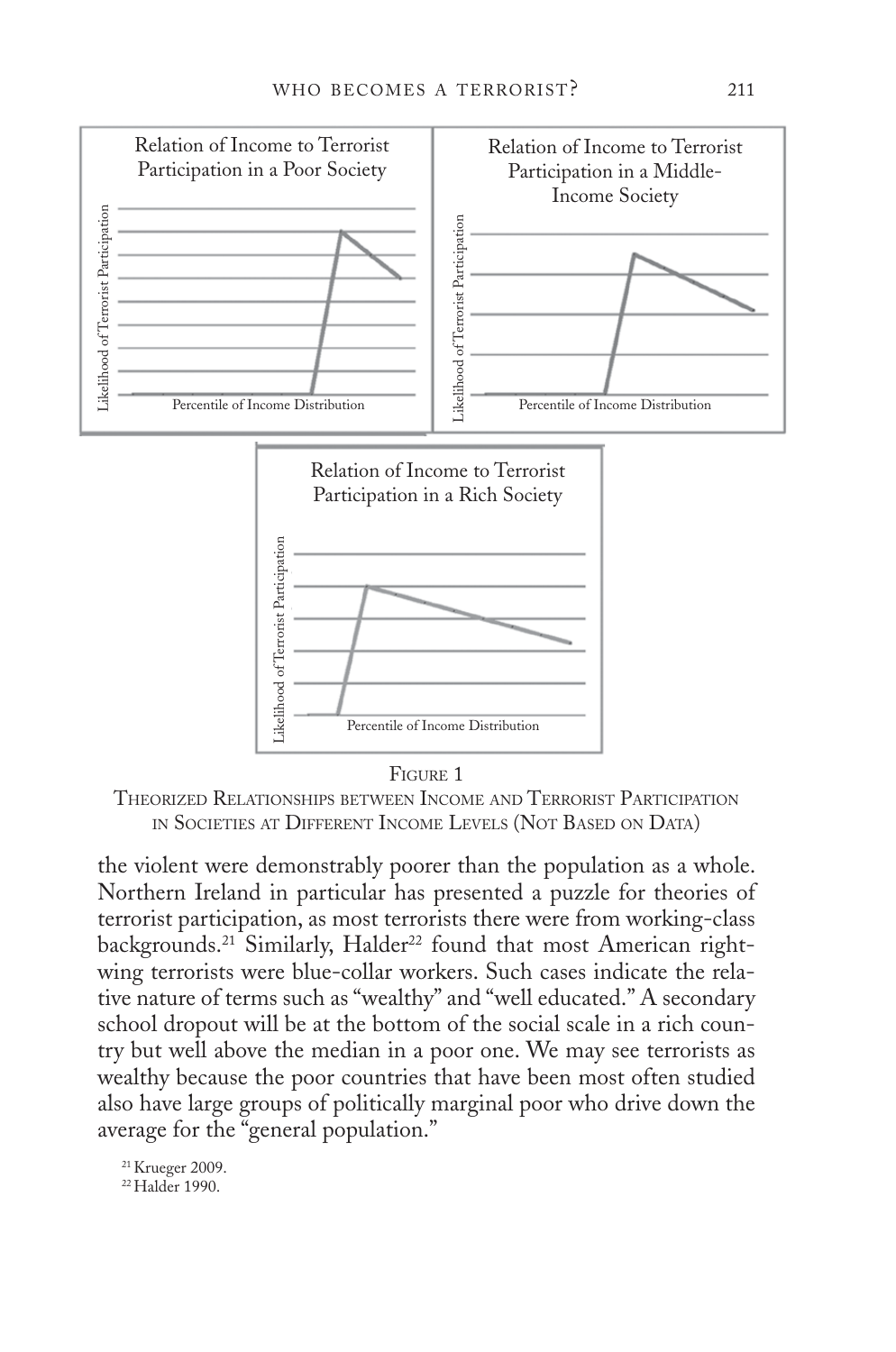Relation of Income to Terrorist Participation in a Poor Society

Likelihood of Terrorist Participation

Percentile of Income Distribution

Relation of Income to Terrorist Participation in a Middle-Income Society

Likelihood of Terrorist Participation

Percentile of Income Distribution

Relation of Income to Terrorist Participation in a Rich Society

Likelihood of Terrorist Participation

Percentile of Income Distribution

FIGURE 1

THEORIZED RELATIONSHIPS BETWEEN INCOME AND TERRORIST PARTICIPATION IN SOCIETIES AT DIFFERENT INCOME LEVELS (NOT BASED ON DATA)

the violent were demonstrably poorer than the population as a whole. Northern Ireland in particular has presented a puzzle for theories of terrorist participation, as most terrorists there were from working-class backgrounds.[21] Similarly, Halder[22] found that most American right-wing terrorists were blue-collar workers. Such cases indicate the relative nature of terms such as "wealthy" and "well educated." A secondary school dropout will be at the bottom of the social scale in a rich country but well above the median in a poor one. We may see terrorists as wealthy because the poor countries that have been most often studied also have large groups of politically marginal poor who drive down the average for the "general population."

[21] Krueger 2009.

[22] Halder 1990.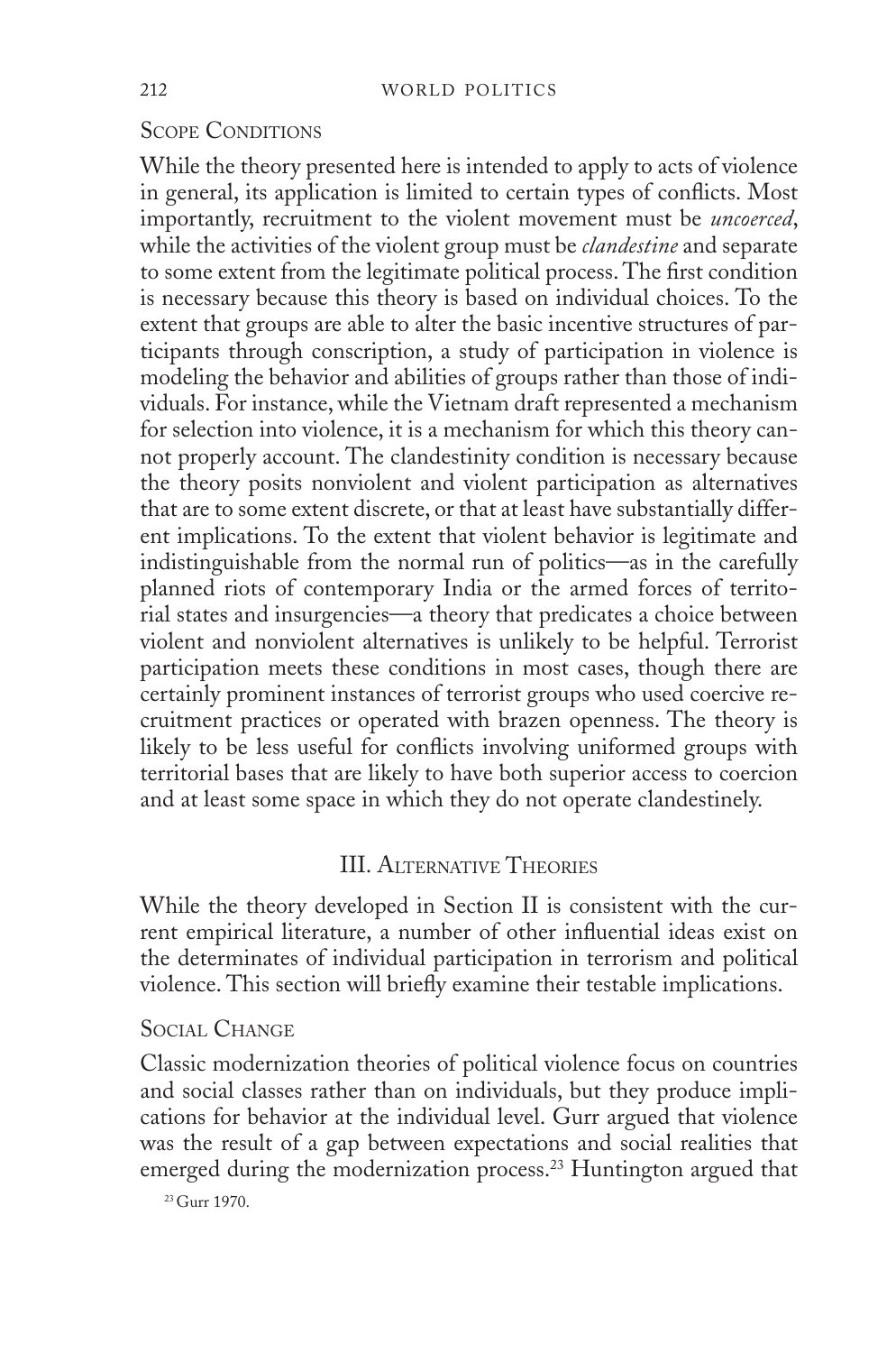### Scope Conditions

While the theory presented here is intended to apply to acts of violence in general, its application is limited to certain types of conflicts. Most importantly, recruitment to the violent movement must be *uncoerced*, while the activities of the violent group must be *clandestine* and separate to some extent from the legitimate political process. The first condition is necessary because this theory is based on individual choices. To the extent that groups are able to alter the basic incentive structures of participants through conscription, a study of participation in violence is modeling the behavior and abilities of groups rather than those of individuals. For instance, while the Vietnam draft represented a mechanism for selection into violence, it is a mechanism for which this theory cannot properly account. The clandestinity condition is necessary because the theory posits nonviolent and violent participation as alternatives that are to some extent discrete, or that at least have substantially different implications. To the extent that violent behavior is legitimate and indistinguishable from the normal run of politics—as in the carefully planned riots of contemporary India or the armed forces of territorial states and insurgencies—a theory that predicates a choice between violent and nonviolent alternatives is unlikely to be helpful. Terrorist participation meets these conditions in most cases, though there are certainly prominent instances of terrorist groups who used coercive recruitment practices or operated with brazen openness. The theory is likely to be less useful for conflicts involving uniformed groups with territorial bases that are likely to have both superior access to coercion and at least some space in which they do not operate clandestinely.

## III. Alternative Theories

While the theory developed in Section II is consistent with the current empirical literature, a number of other influential ideas exist on the determinates of individual participation in terrorism and political violence. This section will briefly examine their testable implications.

### Social Change

Classic modernization theories of political violence focus on countries and social classes rather than on individuals, but they produce implications for behavior at the individual level. Gurr argued that violence was the result of a gap between expectations and social realities that emerged during the modernization process.[23] Huntington argued that

[23] Gurr 1970.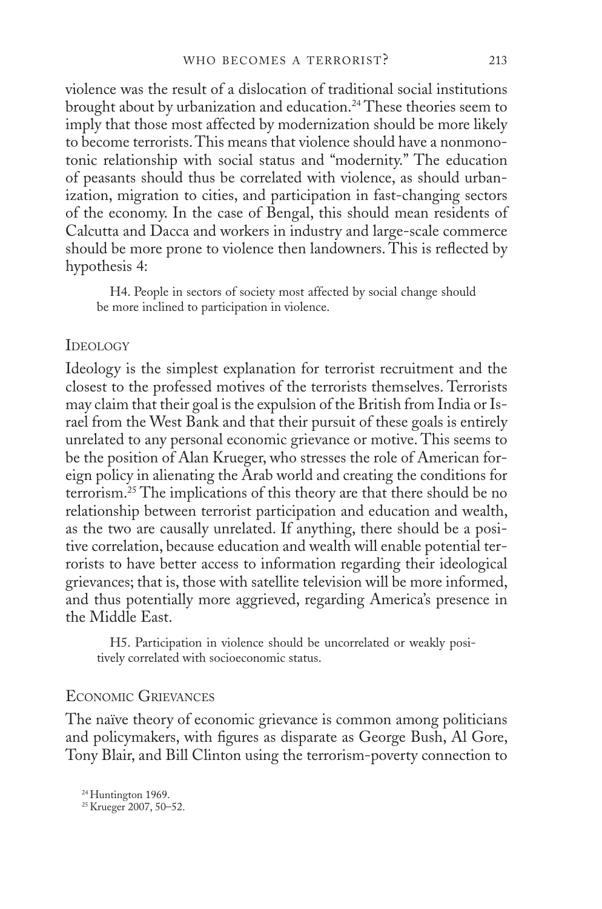violence was the result of a dislocation of traditional social institutions brought about by urbanization and education.[24] These theories seem to imply that those most affected by modernization should be more likely to become terrorists. This means that violence should have a nonmonotonic relationship with social status and "modernity." The education of peasants should thus be correlated with violence, as should urbanization, migration to cities, and participation in fast-changing sectors of the economy. In the case of Bengal, this should mean residents of Calcutta and Dacca and workers in industry and large-scale commerce should be more prone to violence then landowners. This is reflected by hypothesis 4:

> H4. People in sectors of society most affected by social change should be more inclined to participation in violence.

### Ideology

Ideology is the simplest explanation for terrorist recruitment and the closest to the professed motives of the terrorists themselves. Terrorists may claim that their goal is the expulsion of the British from India or Israel from the West Bank and that their pursuit of these goals is entirely unrelated to any personal economic grievance or motive. This seems to be the position of Alan Krueger, who stresses the role of American foreign policy in alienating the Arab world and creating the conditions for terrorism.[25] The implications of this theory are that there should be no relationship between terrorist participation and education and wealth, as the two are causally unrelated. If anything, there should be a positive correlation, because education and wealth will enable potential terrorists to have better access to information regarding their ideological grievances; that is, those with satellite television will be more informed, and thus potentially more aggrieved, regarding America's presence in the Middle East.

> H5. Participation in violence should be uncorrelated or weakly positively correlated with socioeconomic status.

### Economic Grievances

The naïve theory of economic grievance is common among politicians and policymakers, with figures as disparate as George Bush, Al Gore, Tony Blair, and Bill Clinton using the terrorism-poverty connection to

[24] Huntington 1969.

[25] Krueger 2007, 50–52.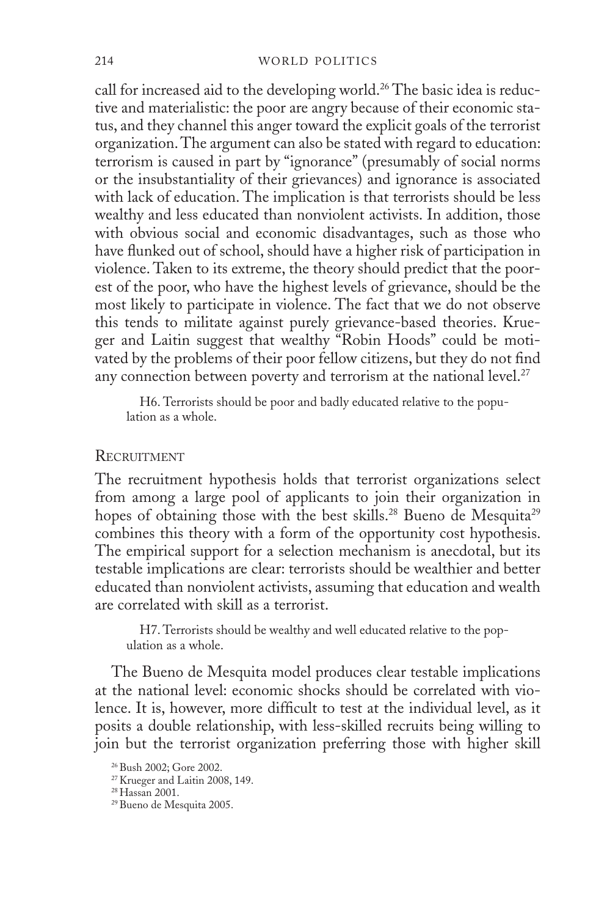call for increased aid to the developing world.[26] The basic idea is reductive and materialistic: the poor are angry because of their economic status, and they channel this anger toward the explicit goals of the terrorist organization. The argument can also be stated with regard to education: terrorism is caused in part by "ignorance" (presumably of social norms or the insubstantiality of their grievances) and ignorance is associated with lack of education. The implication is that terrorists should be less wealthy and less educated than nonviolent activists. In addition, those with obvious social and economic disadvantages, such as those who have flunked out of school, should have a higher risk of participation in violence. Taken to its extreme, the theory should predict that the poorest of the poor, who have the highest levels of grievance, should be the most likely to participate in violence. The fact that we do not observe this tends to militate against purely grievance-based theories. Krueger and Laitin suggest that wealthy "Robin Hoods" could be motivated by the problems of their poor fellow citizens, but they do not find any connection between poverty and terrorism at the national level.[27]

> H6. Terrorists should be poor and badly educated relative to the population as a whole.

## Recruitment

The recruitment hypothesis holds that terrorist organizations select from among a large pool of applicants to join their organization in hopes of obtaining those with the best skills.[28] Bueno de Mesquita[29] combines this theory with a form of the opportunity cost hypothesis. The empirical support for a selection mechanism is anecdotal, but its testable implications are clear: terrorists should be wealthier and better educated than nonviolent activists, assuming that education and wealth are correlated with skill as a terrorist.

> H7. Terrorists should be wealthy and well educated relative to the population as a whole.

The Bueno de Mesquita model produces clear testable implications at the national level: economic shocks should be correlated with violence. It is, however, more difficult to test at the individual level, as it posits a double relationship, with less-skilled recruits being willing to join but the terrorist organization preferring those with higher skill

[26] Bush 2002; Gore 2002.

[27] Krueger and Laitin 2008, 149.

[28] Hassan 2001.

[29] Bueno de Mesquita 2005.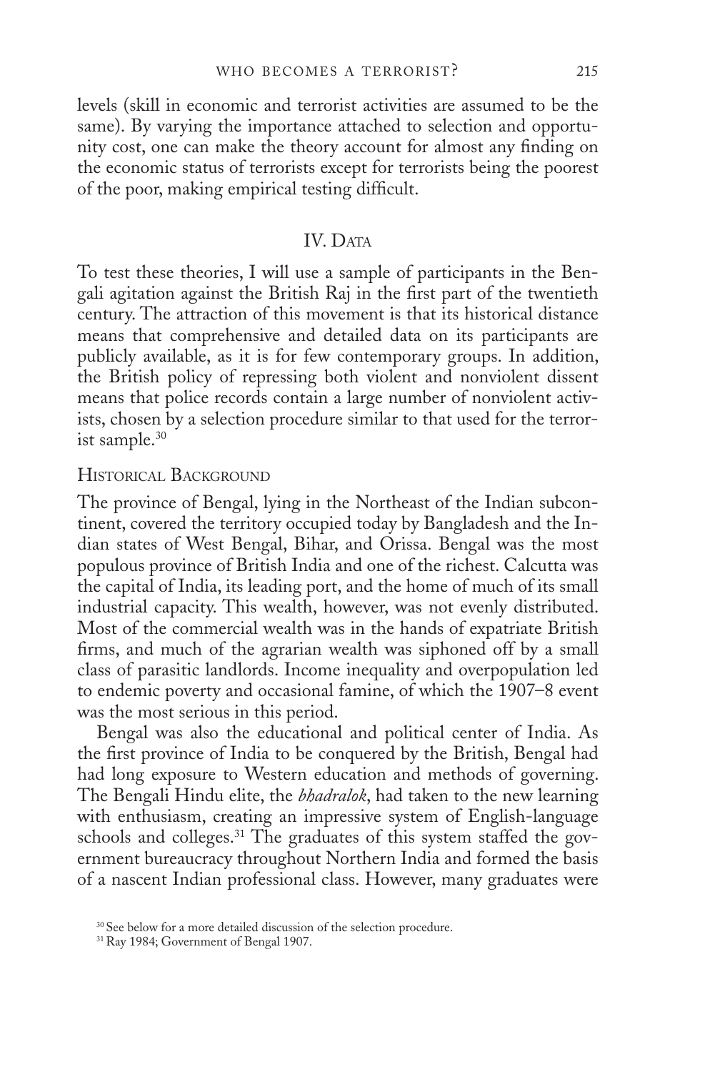levels (skill in economic and terrorist activities are assumed to be the same). By varying the importance attached to selection and opportunity cost, one can make the theory account for almost any finding on the economic status of terrorists except for terrorists being the poorest of the poor, making empirical testing difficult.

## IV. Data

To test these theories, I will use a sample of participants in the Bengali agitation against the British Raj in the first part of the twentieth century. The attraction of this movement is that its historical distance means that comprehensive and detailed data on its participants are publicly available, as it is for few contemporary groups. In addition, the British policy of repressing both violent and nonviolent dissent means that police records contain a large number of nonviolent activists, chosen by a selection procedure similar to that used for the terrorist sample.[30]

### Historical Background

The province of Bengal, lying in the Northeast of the Indian subcontinent, covered the territory occupied today by Bangladesh and the Indian states of West Bengal, Bihar, and Orissa. Bengal was the most populous province of British India and one of the richest. Calcutta was the capital of India, its leading port, and the home of much of its small industrial capacity. This wealth, however, was not evenly distributed. Most of the commercial wealth was in the hands of expatriate British firms, and much of the agrarian wealth was siphoned off by a small class of parasitic landlords. Income inequality and overpopulation led to endemic poverty and occasional famine, of which the 1907–8 event was the most serious in this period.

Bengal was also the educational and political center of India. As the first province of India to be conquered by the British, Bengal had had long exposure to Western education and methods of governing. The Bengali Hindu elite, the *bhadralok*, had taken to the new learning with enthusiasm, creating an impressive system of English-language schools and colleges.[31] The graduates of this system staffed the government bureaucracy throughout Northern India and formed the basis of a nascent Indian professional class. However, many graduates were

[30] See below for a more detailed discussion of the selection procedure.

[31] Ray 1984; Government of Bengal 1907.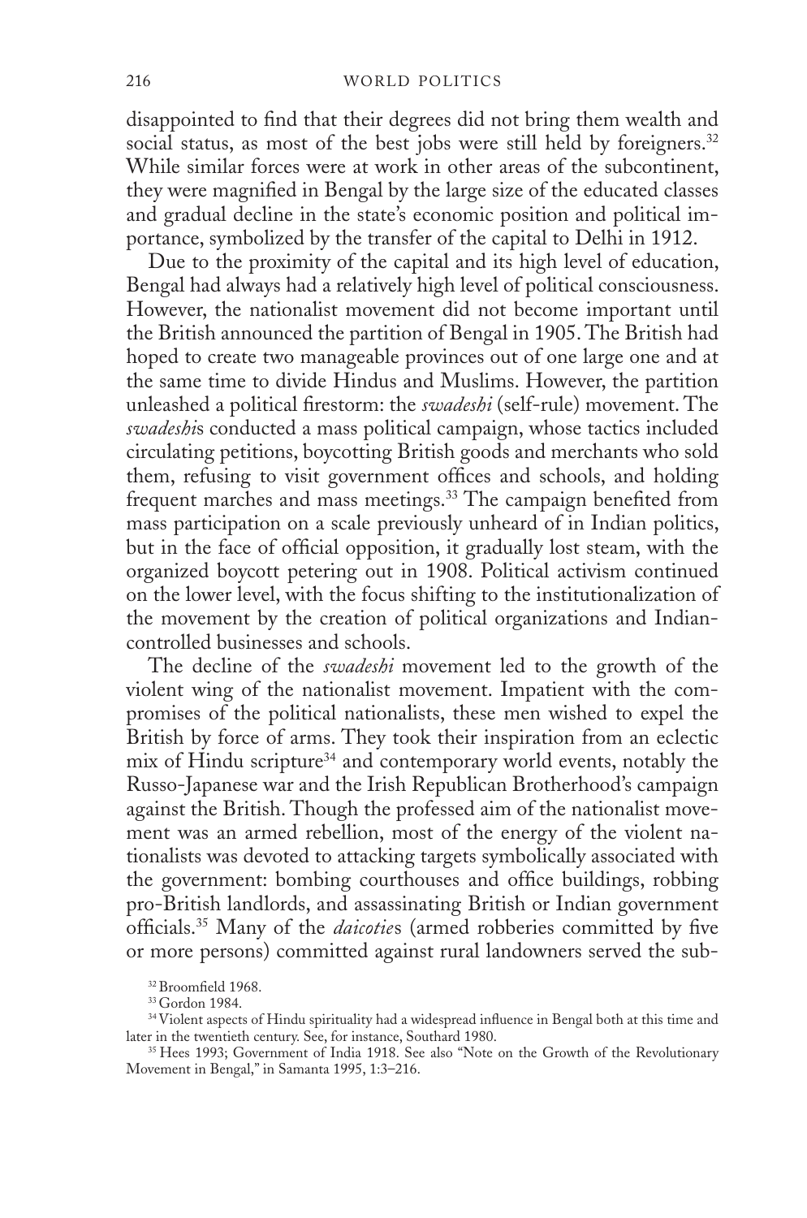disappointed to find that their degrees did not bring them wealth and social status, as most of the best jobs were still held by foreigners.[32] While similar forces were at work in other areas of the subcontinent, they were magnified in Bengal by the large size of the educated classes and gradual decline in the state's economic position and political importance, symbolized by the transfer of the capital to Delhi in 1912.

Due to the proximity of the capital and its high level of education, Bengal had always had a relatively high level of political consciousness. However, the nationalist movement did not become important until the British announced the partition of Bengal in 1905. The British had hoped to create two manageable provinces out of one large one and at the same time to divide Hindus and Muslims. However, the partition unleashed a political firestorm: the *swadeshi* (self-rule) movement. The *swadeshi*s conducted a mass political campaign, whose tactics included circulating petitions, boycotting British goods and merchants who sold them, refusing to visit government offices and schools, and holding frequent marches and mass meetings.[33] The campaign benefited from mass participation on a scale previously unheard of in Indian politics, but in the face of official opposition, it gradually lost steam, with the organized boycott petering out in 1908. Political activism continued on the lower level, with the focus shifting to the institutionalization of the movement by the creation of political organizations and Indian-controlled businesses and schools.

The decline of the *swadeshi* movement led to the growth of the violent wing of the nationalist movement. Impatient with the compromises of the political nationalists, these men wished to expel the British by force of arms. They took their inspiration from an eclectic mix of Hindu scripture[34] and contemporary world events, notably the Russo-Japanese war and the Irish Republican Brotherhood's campaign against the British. Though the professed aim of the nationalist movement was an armed rebellion, most of the energy of the violent nationalists was devoted to attacking targets symbolically associated with the government: bombing courthouses and office buildings, robbing pro-British landlords, and assassinating British or Indian government officials.[35] Many of the *daicotie*s (armed robberies committed by five or more persons) committed against rural landowners served the sub-

[32] Broomfield 1968.

[33] Gordon 1984.

[34] Violent aspects of Hindu spirituality had a widespread influence in Bengal both at this time and later in the twentieth century. See, for instance, Southard 1980.

[35] Hees 1993; Government of India 1918. See also "Note on the Growth of the Revolutionary Movement in Bengal," in Samanta 1995, 1:3–216.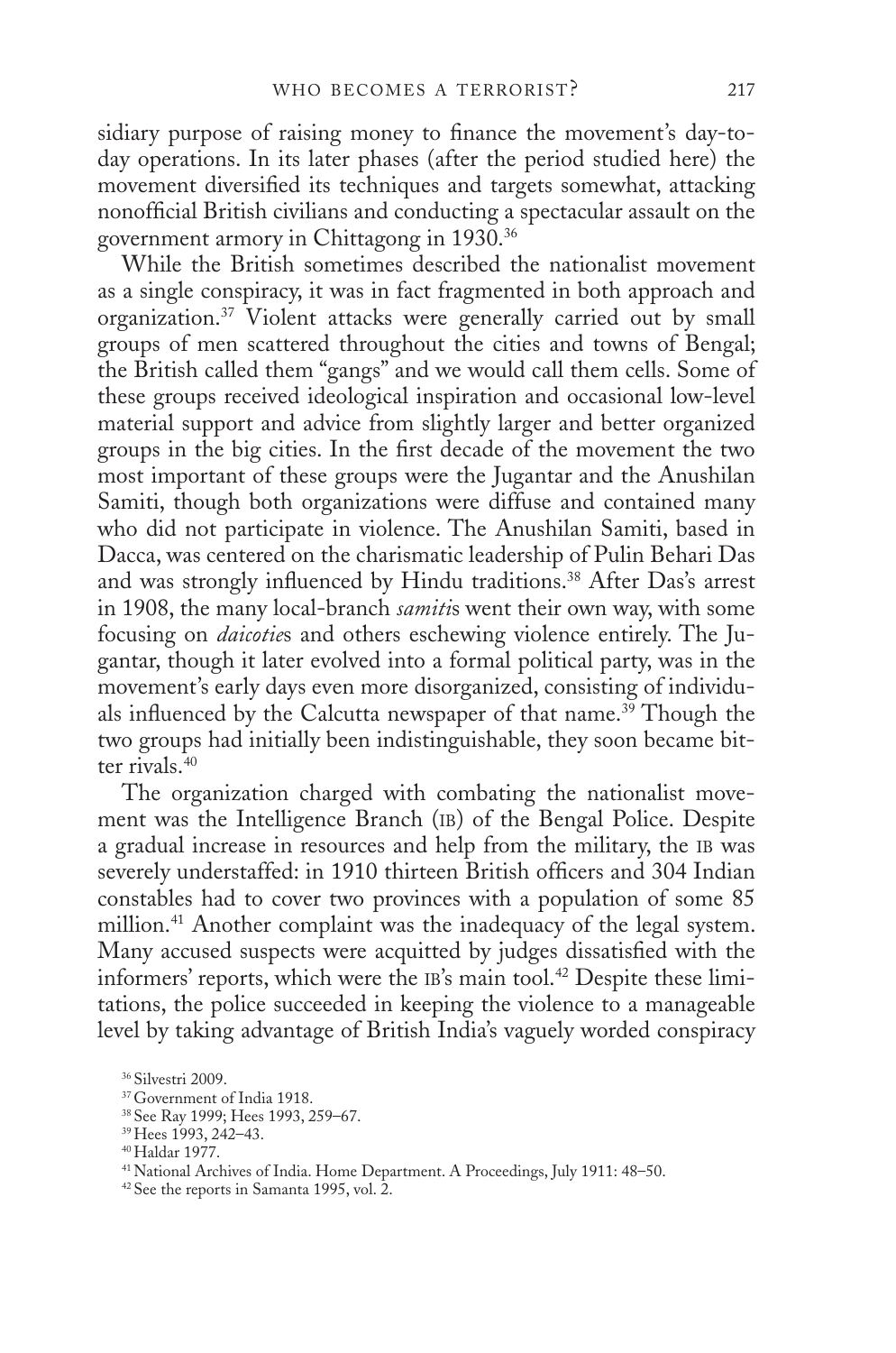sidiary purpose of raising money to finance the movement's day-to-day operations. In its later phases (after the period studied here) the movement diversified its techniques and targets somewhat, attacking nonofficial British civilians and conducting a spectacular assault on the government armory in Chittagong in 1930.[36]

While the British sometimes described the nationalist movement as a single conspiracy, it was in fact fragmented in both approach and organization.[37] Violent attacks were generally carried out by small groups of men scattered throughout the cities and towns of Bengal; the British called them "gangs" and we would call them cells. Some of these groups received ideological inspiration and occasional low-level material support and advice from slightly larger and better organized groups in the big cities. In the first decade of the movement the two most important of these groups were the Jugantar and the Anushilan Samiti, though both organizations were diffuse and contained many who did not participate in violence. The Anushilan Samiti, based in Dacca, was centered on the charismatic leadership of Pulin Behari Das and was strongly influenced by Hindu traditions.[38] After Das's arrest in 1908, the many local-branch *samiti*s went their own way, with some focusing on *daicotie*s and others eschewing violence entirely. The Jugantar, though it later evolved into a formal political party, was in the movement's early days even more disorganized, consisting of individuals influenced by the Calcutta newspaper of that name.[39] Though the two groups had initially been indistinguishable, they soon became bitter rivals.[40]

The organization charged with combating the nationalist movement was the Intelligence Branch (IB) of the Bengal Police. Despite a gradual increase in resources and help from the military, the IB was severely understaffed: in 1910 thirteen British officers and 304 Indian constables had to cover two provinces with a population of some 85 million.[41] Another complaint was the inadequacy of the legal system. Many accused suspects were acquitted by judges dissatisfied with the informers' reports, which were the IB's main tool.[42] Despite these limitations, the police succeeded in keeping the violence to a manageable level by taking advantage of British India's vaguely worded conspiracy

[36] Silvestri 2009.

[37] Government of India 1918.

[38] See Ray 1999; Hees 1993, 259–67.

[39] Hees 1993, 242–43.

[40] Haldar 1977.

[41] National Archives of India. Home Department. A Proceedings, July 1911: 48–50.

[42] See the reports in Samanta 1995, vol. 2.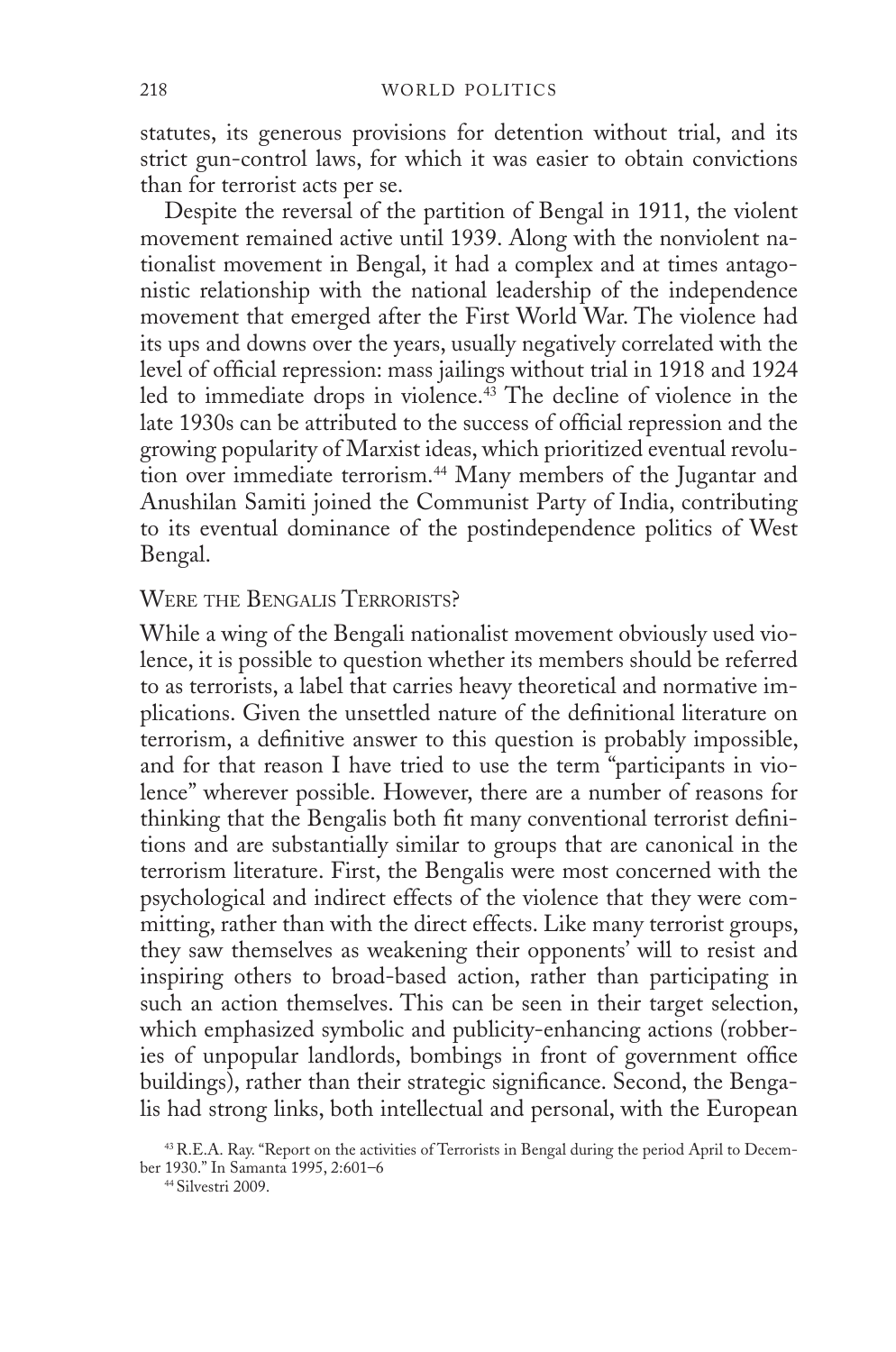statutes, its generous provisions for detention without trial, and its strict gun-control laws, for which it was easier to obtain convictions than for terrorist acts per se.

Despite the reversal of the partition of Bengal in 1911, the violent movement remained active until 1939. Along with the nonviolent nationalist movement in Bengal, it had a complex and at times antagonistic relationship with the national leadership of the independence movement that emerged after the First World War. The violence had its ups and downs over the years, usually negatively correlated with the level of official repression: mass jailings without trial in 1918 and 1924 led to immediate drops in violence.[43] The decline of violence in the late 1930s can be attributed to the success of official repression and the growing popularity of Marxist ideas, which prioritized eventual revolution over immediate terrorism.[44] Many members of the Jugantar and Anushilan Samiti joined the Communist Party of India, contributing to its eventual dominance of the postindependence politics of West Bengal.

## Were the Bengalis Terrorists?

While a wing of the Bengali nationalist movement obviously used violence, it is possible to question whether its members should be referred to as terrorists, a label that carries heavy theoretical and normative implications. Given the unsettled nature of the definitional literature on terrorism, a definitive answer to this question is probably impossible, and for that reason I have tried to use the term "participants in violence" wherever possible. However, there are a number of reasons for thinking that the Bengalis both fit many conventional terrorist definitions and are substantially similar to groups that are canonical in the terrorism literature. First, the Bengalis were most concerned with the psychological and indirect effects of the violence that they were committing, rather than with the direct effects. Like many terrorist groups, they saw themselves as weakening their opponents' will to resist and inspiring others to broad-based action, rather than participating in such an action themselves. This can be seen in their target selection, which emphasized symbolic and publicity-enhancing actions (robberies of unpopular landlords, bombings in front of government office buildings), rather than their strategic significance. Second, the Bengalis had strong links, both intellectual and personal, with the European

[43] R.E.A. Ray. "Report on the activities of Terrorists in Bengal during the period April to December 1930." In Samanta 1995, 2:601–6

[44] Silvestri 2009.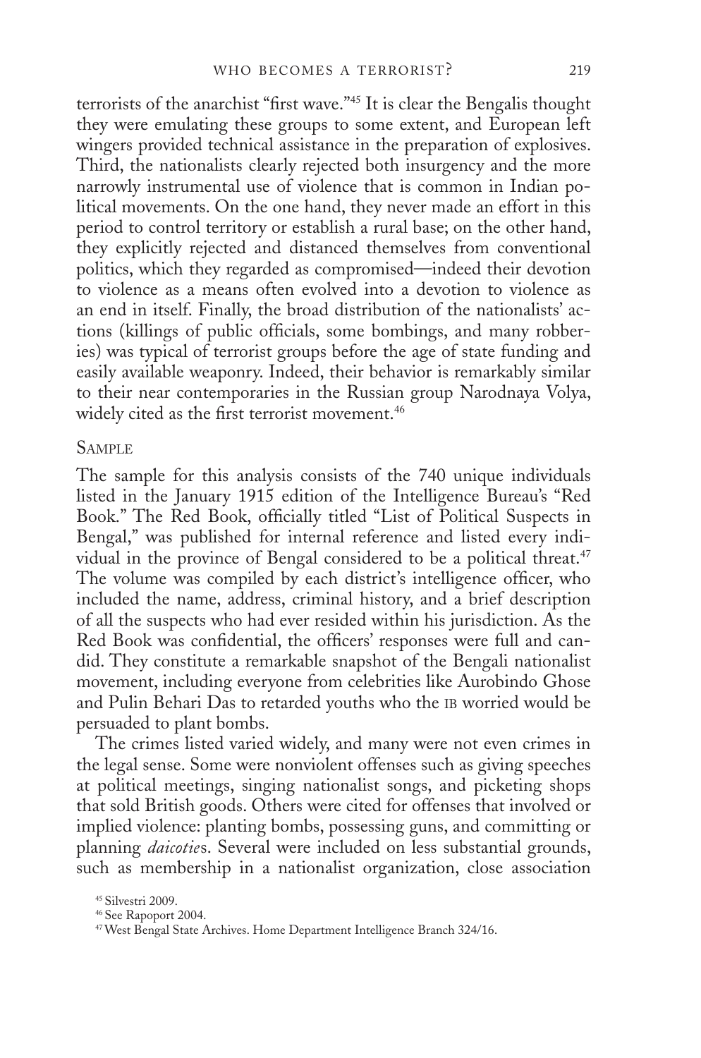terrorists of the anarchist "first wave."[45] It is clear the Bengalis thought they were emulating these groups to some extent, and European left wingers provided technical assistance in the preparation of explosives. Third, the nationalists clearly rejected both insurgency and the more narrowly instrumental use of violence that is common in Indian political movements. On the one hand, they never made an effort in this period to control territory or establish a rural base; on the other hand, they explicitly rejected and distanced themselves from conventional politics, which they regarded as compromised—indeed their devotion to violence as a means often evolved into a devotion to violence as an end in itself. Finally, the broad distribution of the nationalists' actions (killings of public officials, some bombings, and many robberies) was typical of terrorist groups before the age of state funding and easily available weaponry. Indeed, their behavior is remarkably similar to their near contemporaries in the Russian group Narodnaya Volya, widely cited as the first terrorist movement.[46]

### Sample

The sample for this analysis consists of the 740 unique individuals listed in the January 1915 edition of the Intelligence Bureau's "Red Book." The Red Book, officially titled "List of Political Suspects in Bengal," was published for internal reference and listed every individual in the province of Bengal considered to be a political threat.[47] The volume was compiled by each district's intelligence officer, who included the name, address, criminal history, and a brief description of all the suspects who had ever resided within his jurisdiction. As the Red Book was confidential, the officers' responses were full and candid. They constitute a remarkable snapshot of the Bengali nationalist movement, including everyone from celebrities like Aurobindo Ghose and Pulin Behari Das to retarded youths who the IB worried would be persuaded to plant bombs.

The crimes listed varied widely, and many were not even crimes in the legal sense. Some were nonviolent offenses such as giving speeches at political meetings, singing nationalist songs, and picketing shops that sold British goods. Others were cited for offenses that involved or implied violence: planting bombs, possessing guns, and committing or planning *daicotie*s. Several were included on less substantial grounds, such as membership in a nationalist organization, close association

[45] Silvestri 2009.

[46] See Rapoport 2004.

[47] West Bengal State Archives. Home Department Intelligence Branch 324/16.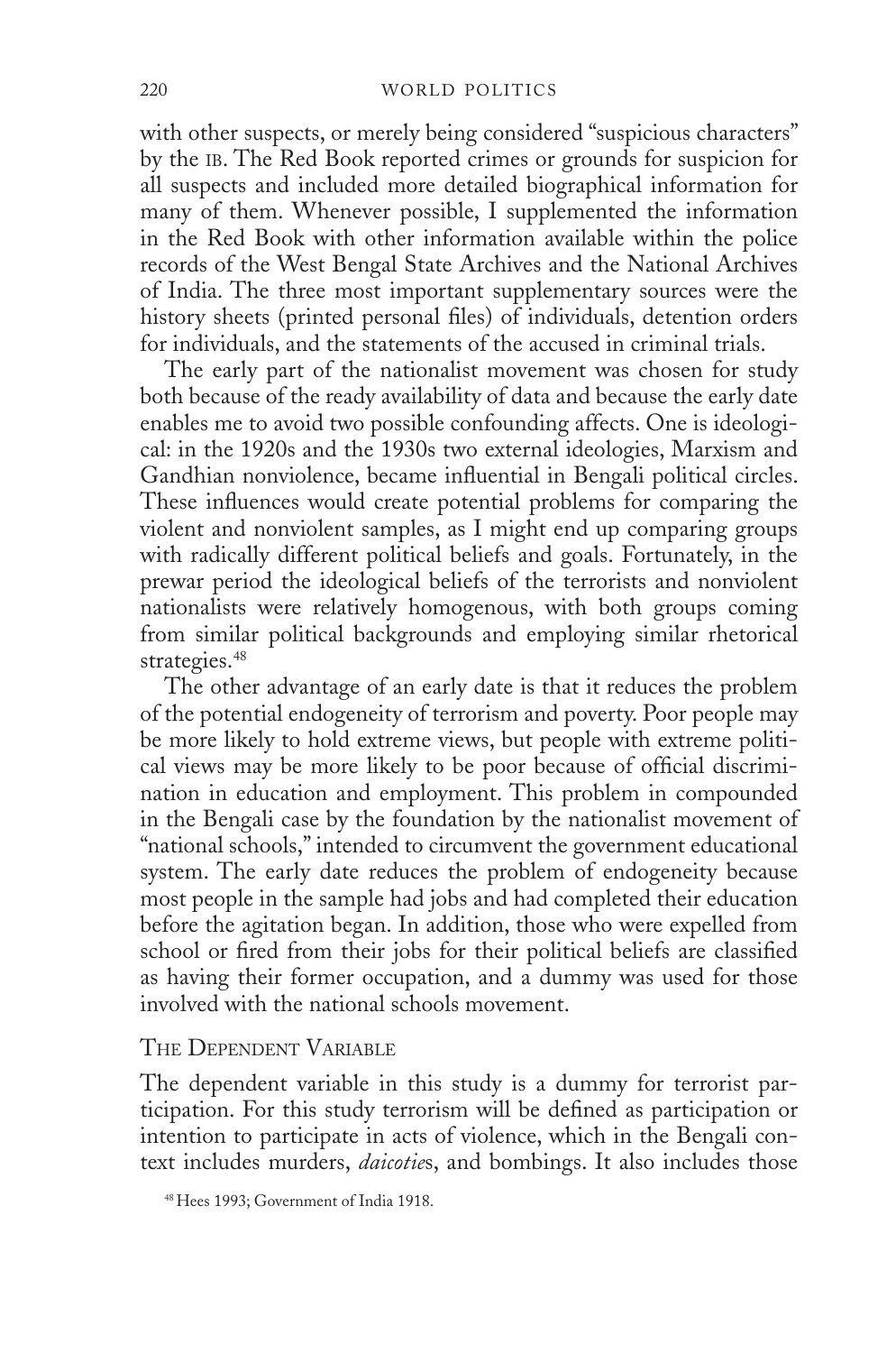with other suspects, or merely being considered "suspicious characters" by the IB. The Red Book reported crimes or grounds for suspicion for all suspects and included more detailed biographical information for many of them. Whenever possible, I supplemented the information in the Red Book with other information available within the police records of the West Bengal State Archives and the National Archives of India. The three most important supplementary sources were the history sheets (printed personal files) of individuals, detention orders for individuals, and the statements of the accused in criminal trials.

The early part of the nationalist movement was chosen for study both because of the ready availability of data and because the early date enables me to avoid two possible confounding affects. One is ideological: in the 1920s and the 1930s two external ideologies, Marxism and Gandhian nonviolence, became influential in Bengali political circles. These influences would create potential problems for comparing the violent and nonviolent samples, as I might end up comparing groups with radically different political beliefs and goals. Fortunately, in the prewar period the ideological beliefs of the terrorists and nonviolent nationalists were relatively homogenous, with both groups coming from similar political backgrounds and employing similar rhetorical strategies.[48]

The other advantage of an early date is that it reduces the problem of the potential endogeneity of terrorism and poverty. Poor people may be more likely to hold extreme views, but people with extreme political views may be more likely to be poor because of official discrimination in education and employment. This problem in compounded in the Bengali case by the foundation by the nationalist movement of "national schools," intended to circumvent the government educational system. The early date reduces the problem of endogeneity because most people in the sample had jobs and had completed their education before the agitation began. In addition, those who were expelled from school or fired from their jobs for their political beliefs are classified as having their former occupation, and a dummy was used for those involved with the national schools movement.

### The Dependent Variable

The dependent variable in this study is a dummy for terrorist participation. For this study terrorism will be defined as participation or intention to participate in acts of violence, which in the Bengali context includes murders, *daicotie*s, and bombings. It also includes those

[48] Hees 1993; Government of India 1918.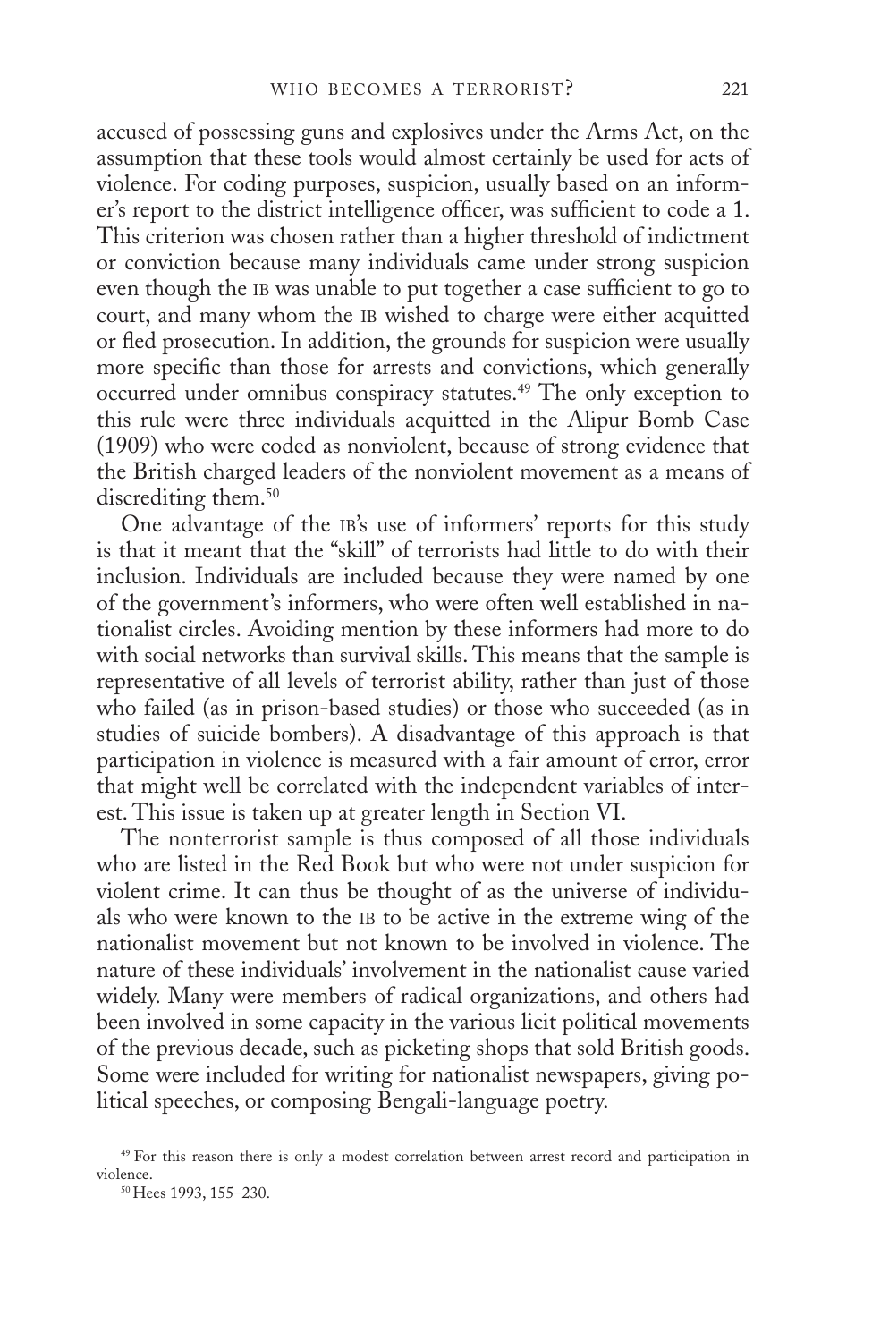accused of possessing guns and explosives under the Arms Act, on the assumption that these tools would almost certainly be used for acts of violence. For coding purposes, suspicion, usually based on an informer's report to the district intelligence officer, was sufficient to code a 1. This criterion was chosen rather than a higher threshold of indictment or conviction because many individuals came under strong suspicion even though the IB was unable to put together a case sufficient to go to court, and many whom the IB wished to charge were either acquitted or fled prosecution. In addition, the grounds for suspicion were usually more specific than those for arrests and convictions, which generally occurred under omnibus conspiracy statutes.[49] The only exception to this rule were three individuals acquitted in the Alipur Bomb Case (1909) who were coded as nonviolent, because of strong evidence that the British charged leaders of the nonviolent movement as a means of discrediting them.[50]

One advantage of the IB's use of informers' reports for this study is that it meant that the "skill" of terrorists had little to do with their inclusion. Individuals are included because they were named by one of the government's informers, who were often well established in nationalist circles. Avoiding mention by these informers had more to do with social networks than survival skills. This means that the sample is representative of all levels of terrorist ability, rather than just of those who failed (as in prison-based studies) or those who succeeded (as in studies of suicide bombers). A disadvantage of this approach is that participation in violence is measured with a fair amount of error, error that might well be correlated with the independent variables of interest. This issue is taken up at greater length in Section VI.

The nonterrorist sample is thus composed of all those individuals who are listed in the Red Book but who were not under suspicion for violent crime. It can thus be thought of as the universe of individuals who were known to the IB to be active in the extreme wing of the nationalist movement but not known to be involved in violence. The nature of these individuals' involvement in the nationalist cause varied widely. Many were members of radical organizations, and others had been involved in some capacity in the various licit political movements of the previous decade, such as picketing shops that sold British goods. Some were included for writing for nationalist newspapers, giving political speeches, or composing Bengali-language poetry.

[49] For this reason there is only a modest correlation between arrest record and participation in violence.

[50] Hees 1993, 155–230.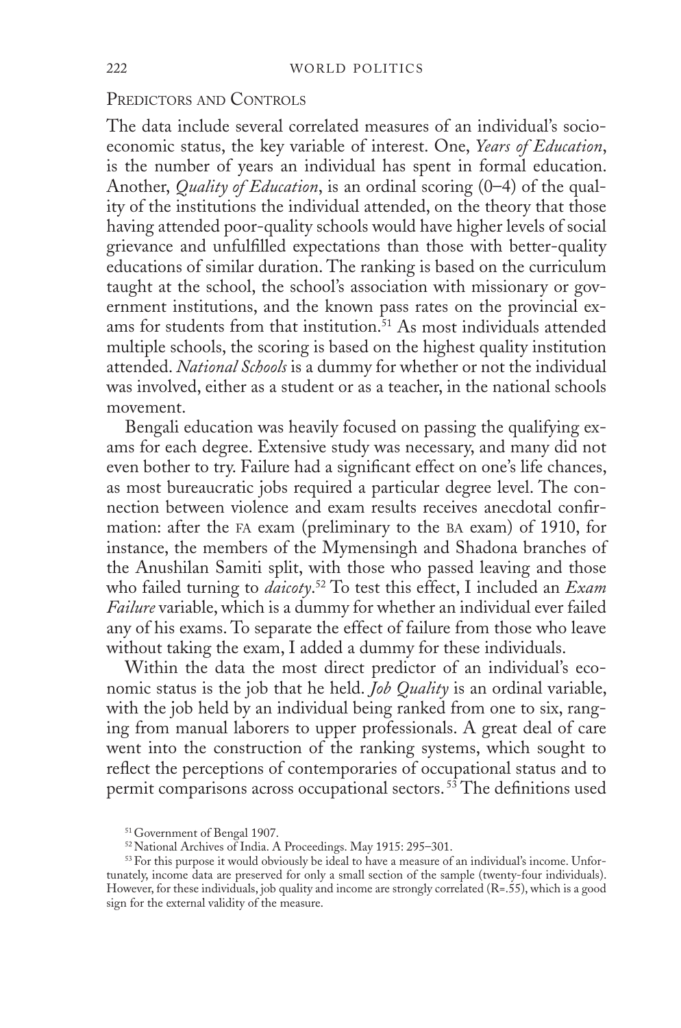## Predictors and Controls

The data include several correlated measures of an individual's socioeconomic status, the key variable of interest. One, *Years of Education*, is the number of years an individual has spent in formal education. Another, *Quality of Education*, is an ordinal scoring (0–4) of the quality of the institutions the individual attended, on the theory that those having attended poor-quality schools would have higher levels of social grievance and unfulfilled expectations than those with better-quality educations of similar duration. The ranking is based on the curriculum taught at the school, the school's association with missionary or government institutions, and the known pass rates on the provincial exams for students from that institution.[51] As most individuals attended multiple schools, the scoring is based on the highest quality institution attended. *National Schools* is a dummy for whether or not the individual was involved, either as a student or as a teacher, in the national schools movement.

Bengali education was heavily focused on passing the qualifying exams for each degree. Extensive study was necessary, and many did not even bother to try. Failure had a significant effect on one's life chances, as most bureaucratic jobs required a particular degree level. The connection between violence and exam results receives anecdotal confirmation: after the FA exam (preliminary to the BA exam) of 1910, for instance, the members of the Mymensingh and Shadona branches of the Anushilan Samiti split, with those who passed leaving and those who failed turning to *daicoty*.[52] To test this effect, I included an *Exam Failure* variable, which is a dummy for whether an individual ever failed any of his exams. To separate the effect of failure from those who leave without taking the exam, I added a dummy for these individuals.

Within the data the most direct predictor of an individual's economic status is the job that he held. *Job Quality* is an ordinal variable, with the job held by an individual being ranked from one to six, ranging from manual laborers to upper professionals. A great deal of care went into the construction of the ranking systems, which sought to reflect the perceptions of contemporaries of occupational status and to permit comparisons across occupational sectors.[53] The definitions used

[51] Government of Bengal 1907.

[52] National Archives of India. A Proceedings. May 1915: 295–301.

[53] For this purpose it would obviously be ideal to have a measure of an individual's income. Unfortunately, income data are preserved for only a small section of the sample (twenty-four individuals). However, for these individuals, job quality and income are strongly correlated ($R=.55$), which is a good sign for the external validity of the measure.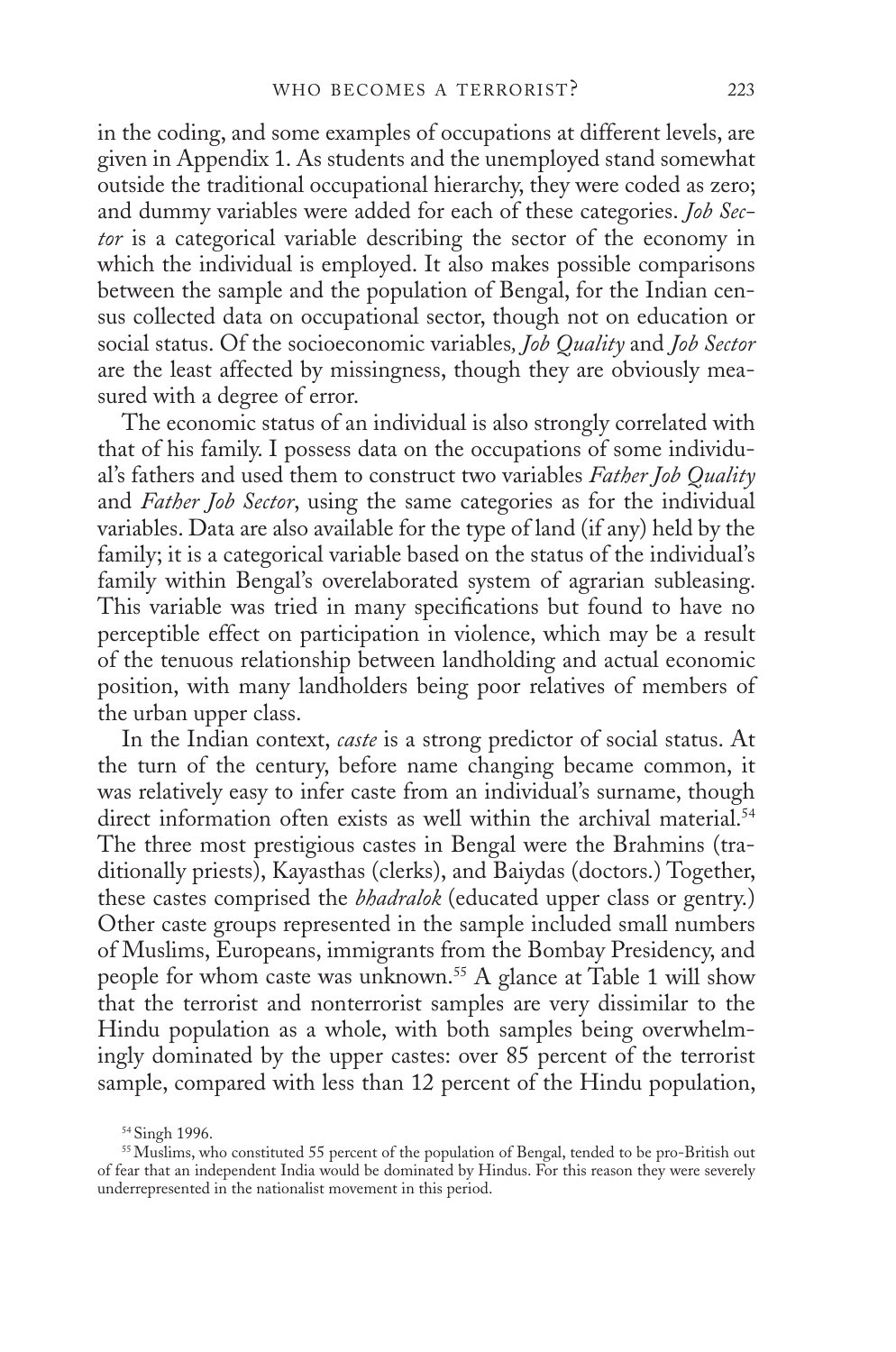in the coding, and some examples of occupations at different levels, are given in Appendix 1. As students and the unemployed stand somewhat outside the traditional occupational hierarchy, they were coded as zero; and dummy variables were added for each of these categories. *Job Sector* is a categorical variable describing the sector of the economy in which the individual is employed. It also makes possible comparisons between the sample and the population of Bengal, for the Indian census collected data on occupational sector, though not on education or social status. Of the socioeconomic variables*, Job Quality* and *Job Sector* are the least affected by missingness, though they are obviously measured with a degree of error.

The economic status of an individual is also strongly correlated with that of his family. I possess data on the occupations of some individual's fathers and used them to construct two variables *Father Job Quality* and *Father Job Sector*, using the same categories as for the individual variables. Data are also available for the type of land (if any) held by the family; it is a categorical variable based on the status of the individual's family within Bengal's overelaborated system of agrarian subleasing. This variable was tried in many specifications but found to have no perceptible effect on participation in violence, which may be a result of the tenuous relationship between landholding and actual economic position, with many landholders being poor relatives of members of the urban upper class.

In the Indian context, *caste* is a strong predictor of social status. At the turn of the century, before name changing became common, it was relatively easy to infer caste from an individual's surname, though direct information often exists as well within the archival material.[54] The three most prestigious castes in Bengal were the Brahmins (traditionally priests), Kayasthas (clerks), and Baiydas (doctors.) Together, these castes comprised the *bhadralok* (educated upper class or gentry.) Other caste groups represented in the sample included small numbers of Muslims, Europeans, immigrants from the Bombay Presidency, and people for whom caste was unknown.[55] A glance at Table 1 will show that the terrorist and nonterrorist samples are very dissimilar to the Hindu population as a whole, with both samples being overwhelmingly dominated by the upper castes: over 85 percent of the terrorist sample, compared with less than 12 percent of the Hindu population,

[54] Singh 1996.

[55] Muslims, who constituted 55 percent of the population of Bengal, tended to be pro-British out of fear that an independent India would be dominated by Hindus. For this reason they were severely underrepresented in the nationalist movement in this period.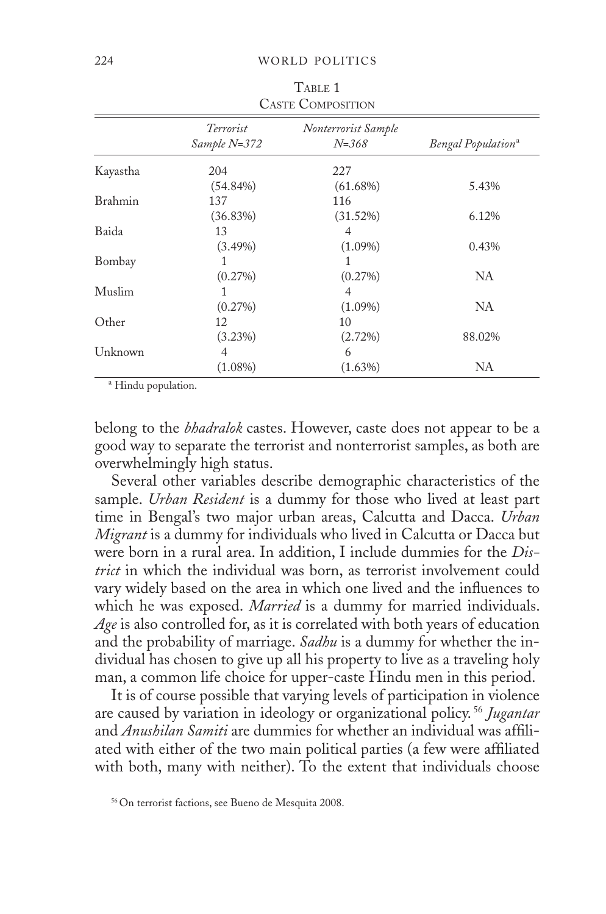Table 1

Caste Composition

| | *Terrorist Sample N=372* | *Nonterrorist Sample N=368* | *Bengal Population*[a] |
|---|---|---|---|
| Kayastha | 204 (54.84%) | 227 (61.68%) | 5.43% |
| Brahmin | 137 (36.83%) | 116 (31.52%) | 6.12% |
| Baida | 13 (3.49%) | 4 (1.09%) | 0.43% |
| Bombay | 1 (0.27%) | 1 (0.27%) | NA |
| Muslim | 1 (0.27%) | 4 (1.09%) | NA |
| Other | 12 (3.23%) | 10 (2.72%) | 88.02% |
| Unknown | 4 (1.08%) | 6 (1.63%) | NA |

[a] Hindu population.

belong to the *bhadralok* castes. However, caste does not appear to be a good way to separate the terrorist and nonterrorist samples, as both are overwhelmingly high status.

Several other variables describe demographic characteristics of the sample. *Urban Resident* is a dummy for those who lived at least part time in Bengal's two major urban areas, Calcutta and Dacca. *Urban Migrant* is a dummy for individuals who lived in Calcutta or Dacca but were born in a rural area. In addition, I include dummies for the *District* in which the individual was born, as terrorist involvement could vary widely based on the area in which one lived and the influences to which he was exposed. *Married* is a dummy for married individuals. *Age* is also controlled for, as it is correlated with both years of education and the probability of marriage. *Sadhu* is a dummy for whether the individual has chosen to give up all his property to live as a traveling holy man, a common life choice for upper-caste Hindu men in this period.

It is of course possible that varying levels of participation in violence are caused by variation in ideology or organizational policy.[56] *Jugantar* and *Anushilan Samiti* are dummies for whether an individual was affiliated with either of the two main political parties (a few were affiliated with both, many with neither). To the extent that individuals choose

[56] On terrorist factions, see Bueno de Mesquita 2008.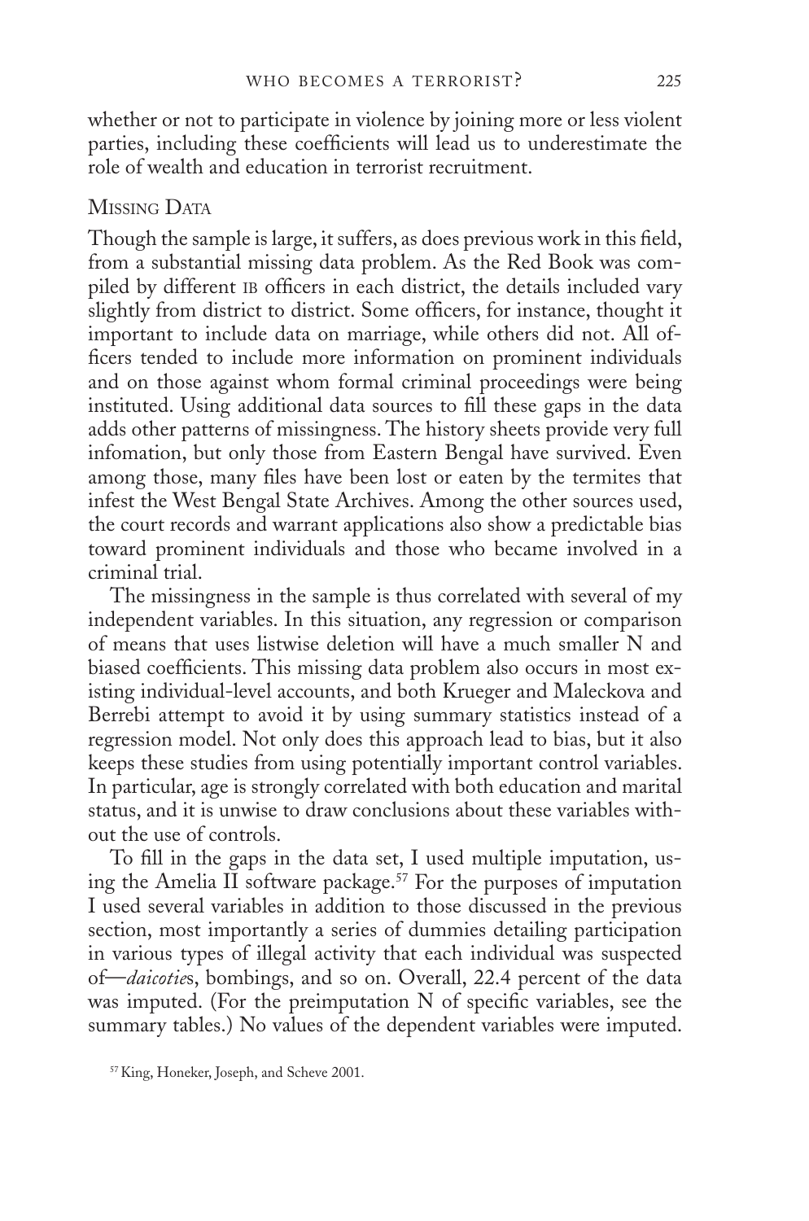whether or not to participate in violence by joining more or less violent parties, including these coefficients will lead us to underestimate the role of wealth and education in terrorist recruitment.

### Missing Data

Though the sample is large, it suffers, as does previous work in this field, from a substantial missing data problem. As the Red Book was compiled by different IB officers in each district, the details included vary slightly from district to district. Some officers, for instance, thought it important to include data on marriage, while others did not. All officers tended to include more information on prominent individuals and on those against whom formal criminal proceedings were being instituted. Using additional data sources to fill these gaps in the data adds other patterns of missingness. The history sheets provide very full infomation, but only those from Eastern Bengal have survived. Even among those, many files have been lost or eaten by the termites that infest the West Bengal State Archives. Among the other sources used, the court records and warrant applications also show a predictable bias toward prominent individuals and those who became involved in a criminal trial.

The missingness in the sample is thus correlated with several of my independent variables. In this situation, any regression or comparison of means that uses listwise deletion will have a much smaller N and biased coefficients. This missing data problem also occurs in most existing individual-level accounts, and both Krueger and Maleckova and Berrebi attempt to avoid it by using summary statistics instead of a regression model. Not only does this approach lead to bias, but it also keeps these studies from using potentially important control variables. In particular, age is strongly correlated with both education and marital status, and it is unwise to draw conclusions about these variables without the use of controls.

To fill in the gaps in the data set, I used multiple imputation, using the Amelia II software package.[57] For the purposes of imputation I used several variables in addition to those discussed in the previous section, most importantly a series of dummies detailing participation in various types of illegal activity that each individual was suspected of—*daicotie*s, bombings, and so on. Overall, 22.4 percent of the data was imputed. (For the preimputation N of specific variables, see the summary tables.) No values of the dependent variables were imputed.

[57] King, Honeker, Joseph, and Scheve 2001.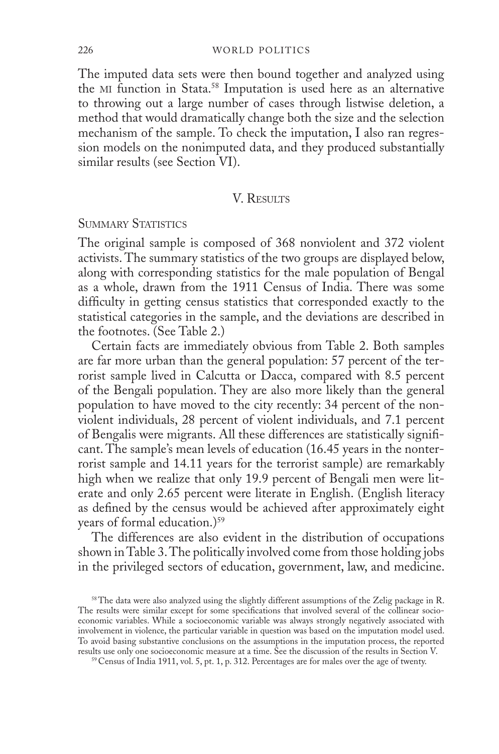The imputed data sets were then bound together and analyzed using the MI function in Stata.[58] Imputation is used here as an alternative to throwing out a large number of cases through listwise deletion, a method that would dramatically change both the size and the selection mechanism of the sample. To check the imputation, I also ran regression models on the nonimputed data, and they produced substantially similar results (see Section VI).

## V. Results

### Summary Statistics

The original sample is composed of 368 nonviolent and 372 violent activists. The summary statistics of the two groups are displayed below, along with corresponding statistics for the male population of Bengal as a whole, drawn from the 1911 Census of India. There was some difficulty in getting census statistics that corresponded exactly to the statistical categories in the sample, and the deviations are described in the footnotes. (See Table 2.)

Certain facts are immediately obvious from Table 2. Both samples are far more urban than the general population: 57 percent of the terrorist sample lived in Calcutta or Dacca, compared with 8.5 percent of the Bengali population. They are also more likely than the general population to have moved to the city recently: 34 percent of the nonviolent individuals, 28 percent of violent individuals, and 7.1 percent of Bengalis were migrants. All these differences are statistically significant. The sample's mean levels of education (16.45 years in the nonterrorist sample and 14.11 years for the terrorist sample) are remarkably high when we realize that only 19.9 percent of Bengali men were literate and only 2.65 percent were literate in English. (English literacy as defined by the census would be achieved after approximately eight years of formal education.)[59]

The differences are also evident in the distribution of occupations shown in Table 3. The politically involved come from those holding jobs in the privileged sectors of education, government, law, and medicine.

---

[58] The data were also analyzed using the slightly different assumptions of the Zelig package in R. The results were similar except for some specifications that involved several of the collinear socioeconomic variables. While a socioeconomic variable was always strongly negatively associated with involvement in violence, the particular variable in question was based on the imputation model used. To avoid basing substantive conclusions on the assumptions in the imputation process, the reported results use only one socioeconomic measure at a time. See the discussion of the results in Section V.

[59] Census of India 1911, vol. 5, pt. 1, p. 312. Percentages are for males over the age of twenty.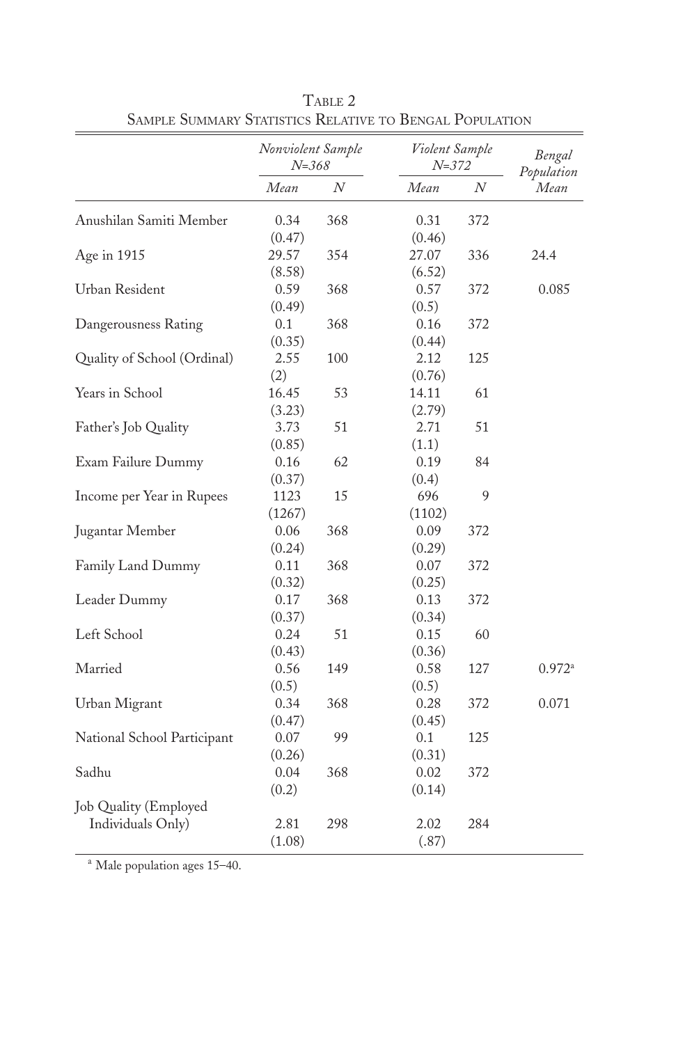TABLE 2
SAMPLE SUMMARY STATISTICS RELATIVE TO BENGAL POPULATION

| | *Nonviolent Sample N=368* | | *Violent Sample N=372* | | *Bengal Population* |
|---|---|---|---|---|---|
| | *Mean* | *N* | *Mean* | *N* | *Mean* |
| Anushilan Samiti Member | 0.34 (0.47) | 368 | 0.31 (0.46) | 372 | |
| Age in 1915 | 29.57 (8.58) | 354 | 27.07 (6.52) | 336 | 24.4 |
| Urban Resident | 0.59 (0.49) | 368 | 0.57 (0.5) | 372 | 0.085 |
| Dangerousness Rating | 0.1 (0.35) | 368 | 0.16 (0.44) | 372 | |
| Quality of School (Ordinal) | 2.55 (2) | 100 | 2.12 (0.76) | 125 | |
| Years in School | 16.45 (3.23) | 53 | 14.11 (2.79) | 61 | |
| Father's Job Quality | 3.73 (0.85) | 51 | 2.71 (1.1) | 51 | |
| Exam Failure Dummy | 0.16 (0.37) | 62 | 0.19 (0.4) | 84 | |
| Income per Year in Rupees | 1123 (1267) | 15 | 696 (1102) | 9 | |
| Jugantar Member | 0.06 (0.24) | 368 | 0.09 (0.29) | 372 | |
| Family Land Dummy | 0.11 (0.32) | 368 | 0.07 (0.25) | 372 | |
| Leader Dummy | 0.17 (0.37) | 368 | 0.13 (0.34) | 372 | |
| Left School | 0.24 (0.43) | 51 | 0.15 (0.36) | 60 | |
| Married | 0.56 (0.5) | 149 | 0.58 (0.5) | 127 | 0.972[a] |
| Urban Migrant | 0.34 (0.47) | 368 | 0.28 (0.45) | 372 | 0.071 |
| National School Participant | 0.07 (0.26) | 99 | 0.1 (0.31) | 125 | |
| Sadhu | 0.04 (0.2) | 368 | 0.02 (0.14) | 372 | |
| Job Quality (Employed Individuals Only) | 2.81 (1.08) | 298 | 2.02 (.87) | 284 | |

[a] Male population ages 15–40.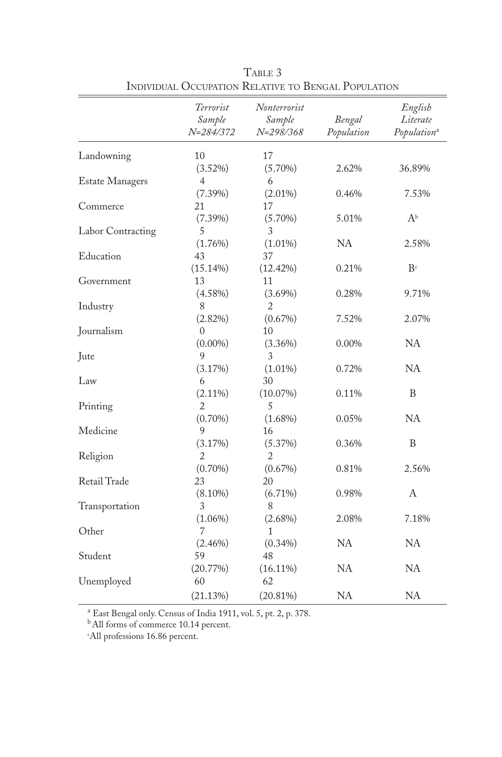TABLE 3
INDIVIDUAL OCCUPATION RELATIVE TO BENGAL POPULATION

| | *Terrorist Sample N=284/372* | *Nonterrorist Sample N=298/368* | *Bengal Population* | *English Literate Population*[a] |
|---|---|---|---|---|
| Landowning | 10 (3.52%) | 17 (5.70%) | 2.62% | 36.89% |
| Estate Managers | 4 (7.39%) | 6 (2.01%) | 0.46% | 7.53% |
| Commerce | 21 (7.39%) | 17 (5.70%) | 5.01% | A[b] |
| Labor Contracting | 5 (1.76%) | 3 (1.01%) | NA | 2.58% |
| Education | 43 (15.14%) | 37 (12.42%) | 0.21% | B[c] |
| Government | 13 (4.58%) | 11 (3.69%) | 0.28% | 9.71% |
| Industry | 8 (2.82%) | 2 (0.67%) | 7.52% | 2.07% |
| Journalism | 0 (0.00%) | 10 (3.36%) | 0.00% | NA |
| Jute | 9 (3.17%) | 3 (1.01%) | 0.72% | NA |
| Law | 6 (2.11%) | 30 (10.07%) | 0.11% | B |
| Printing | 2 (0.70%) | 5 (1.68%) | 0.05% | NA |
| Medicine | 9 (3.17%) | 16 (5.37%) | 0.36% | B |
| Religion | 2 (0.70%) | 2 (0.67%) | 0.81% | 2.56% |
| Retail Trade | 23 (8.10%) | 20 (6.71%) | 0.98% | A |
| Transportation | 3 (1.06%) | 8 (2.68%) | 2.08% | 7.18% |
| Other | 7 (2.46%) | 1 (0.34%) | NA | NA |
| Student | 59 (20.77%) | 48 (16.11%) | NA | NA |
| Unemployed | 60 (21.13%) | 62 (20.81%) | NA | NA |

[a] East Bengal only. Census of India 1911, vol. 5, pt. 2, p. 378.
[b] All forms of commerce 10.14 percent.
[c] All professions 16.86 percent.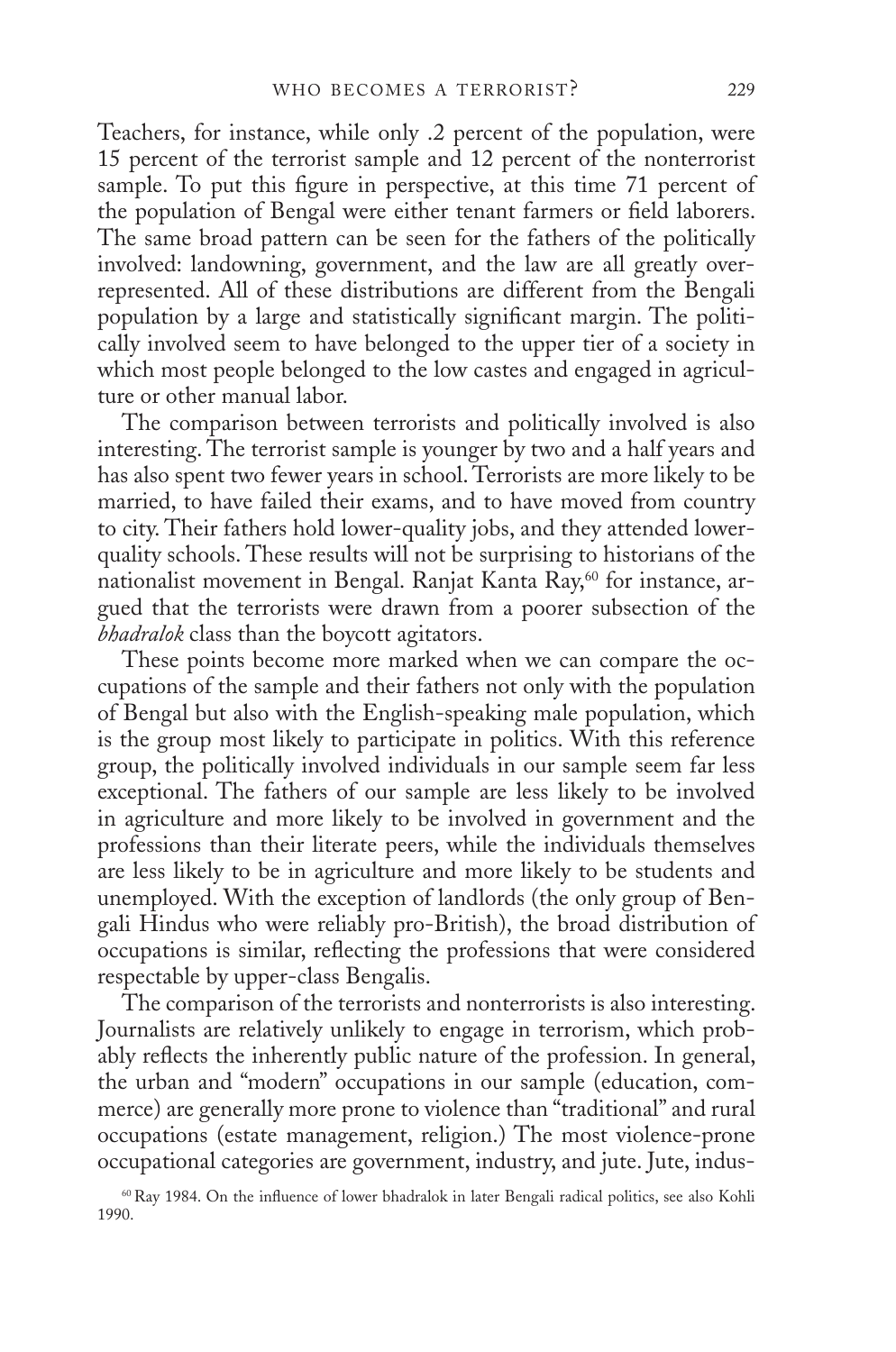Teachers, for instance, while only .2 percent of the population, were 15 percent of the terrorist sample and 12 percent of the nonterrorist sample. To put this figure in perspective, at this time 71 percent of the population of Bengal were either tenant farmers or field laborers. The same broad pattern can be seen for the fathers of the politically involved: landowning, government, and the law are all greatly overrepresented. All of these distributions are different from the Bengali population by a large and statistically significant margin. The politically involved seem to have belonged to the upper tier of a society in which most people belonged to the low castes and engaged in agriculture or other manual labor.

The comparison between terrorists and politically involved is also interesting. The terrorist sample is younger by two and a half years and has also spent two fewer years in school. Terrorists are more likely to be married, to have failed their exams, and to have moved from country to city. Their fathers hold lower-quality jobs, and they attended lower-quality schools. These results will not be surprising to historians of the nationalist movement in Bengal. Ranjat Kanta Ray,[60] for instance, argued that the terrorists were drawn from a poorer subsection of the *bhadralok* class than the boycott agitators.

These points become more marked when we can compare the occupations of the sample and their fathers not only with the population of Bengal but also with the English-speaking male population, which is the group most likely to participate in politics. With this reference group, the politically involved individuals in our sample seem far less exceptional. The fathers of our sample are less likely to be involved in agriculture and more likely to be involved in government and the professions than their literate peers, while the individuals themselves are less likely to be in agriculture and more likely to be students and unemployed. With the exception of landlords (the only group of Bengali Hindus who were reliably pro-British), the broad distribution of occupations is similar, reflecting the professions that were considered respectable by upper-class Bengalis.

The comparison of the terrorists and nonterrorists is also interesting. Journalists are relatively unlikely to engage in terrorism, which probably reflects the inherently public nature of the profession. In general, the urban and "modern" occupations in our sample (education, commerce) are generally more prone to violence than "traditional" and rural occupations (estate management, religion.) The most violence-prone occupational categories are government, industry, and jute. Jute, indus-

[60] Ray 1984. On the influence of lower bhadralok in later Bengali radical politics, see also Kohli 1990.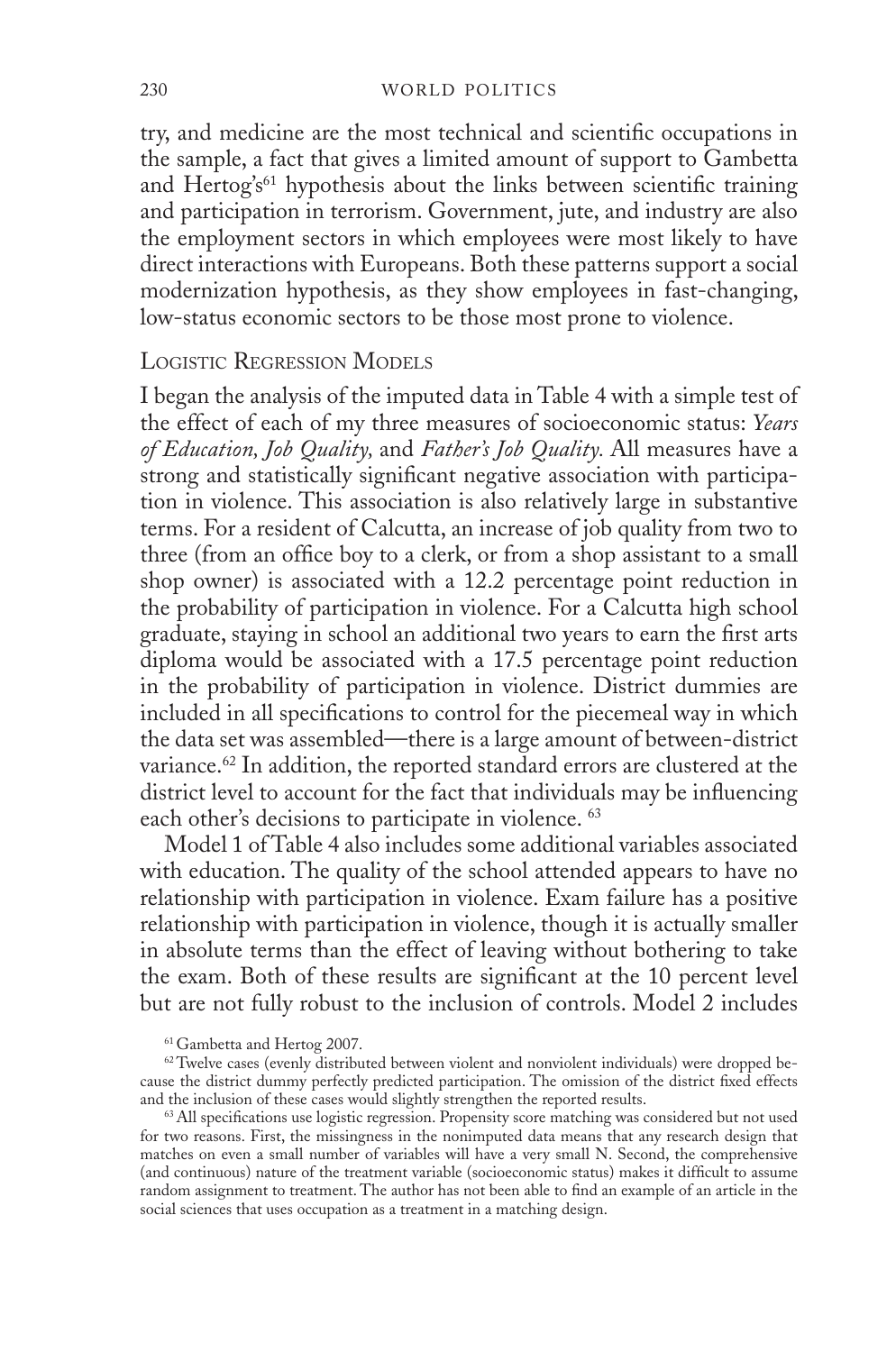try, and medicine are the most technical and scientific occupations in the sample, a fact that gives a limited amount of support to Gambetta and Hertog's[61] hypothesis about the links between scientific training and participation in terrorism. Government, jute, and industry are also the employment sectors in which employees were most likely to have direct interactions with Europeans. Both these patterns support a social modernization hypothesis, as they show employees in fast-changing, low-status economic sectors to be those most prone to violence.

## Logistic Regression Models

I began the analysis of the imputed data in Table 4 with a simple test of the effect of each of my three measures of socioeconomic status: *Years of Education, Job Quality,* and *Father's Job Quality.* All measures have a strong and statistically significant negative association with participation in violence. This association is also relatively large in substantive terms. For a resident of Calcutta, an increase of job quality from two to three (from an office boy to a clerk, or from a shop assistant to a small shop owner) is associated with a 12.2 percentage point reduction in the probability of participation in violence. For a Calcutta high school graduate, staying in school an additional two years to earn the first arts diploma would be associated with a 17.5 percentage point reduction in the probability of participation in violence. District dummies are included in all specifications to control for the piecemeal way in which the data set was assembled—there is a large amount of between-district variance.[62] In addition, the reported standard errors are clustered at the district level to account for the fact that individuals may be influencing each other's decisions to participate in violence.[63]

Model 1 of Table 4 also includes some additional variables associated with education. The quality of the school attended appears to have no relationship with participation in violence. Exam failure has a positive relationship with participation in violence, though it is actually smaller in absolute terms than the effect of leaving without bothering to take the exam. Both of these results are significant at the 10 percent level but are not fully robust to the inclusion of controls. Model 2 includes

[61] Gambetta and Hertog 2007.

[62] Twelve cases (evenly distributed between violent and nonviolent individuals) were dropped because the district dummy perfectly predicted participation. The omission of the district fixed effects and the inclusion of these cases would slightly strengthen the reported results.

[63] All specifications use logistic regression. Propensity score matching was considered but not used for two reasons. First, the missingness in the nonimputed data means that any research design that matches on even a small number of variables will have a very small N. Second, the comprehensive (and continuous) nature of the treatment variable (socioeconomic status) makes it difficult to assume random assignment to treatment. The author has not been able to find an example of an article in the social sciences that uses occupation as a treatment in a matching design.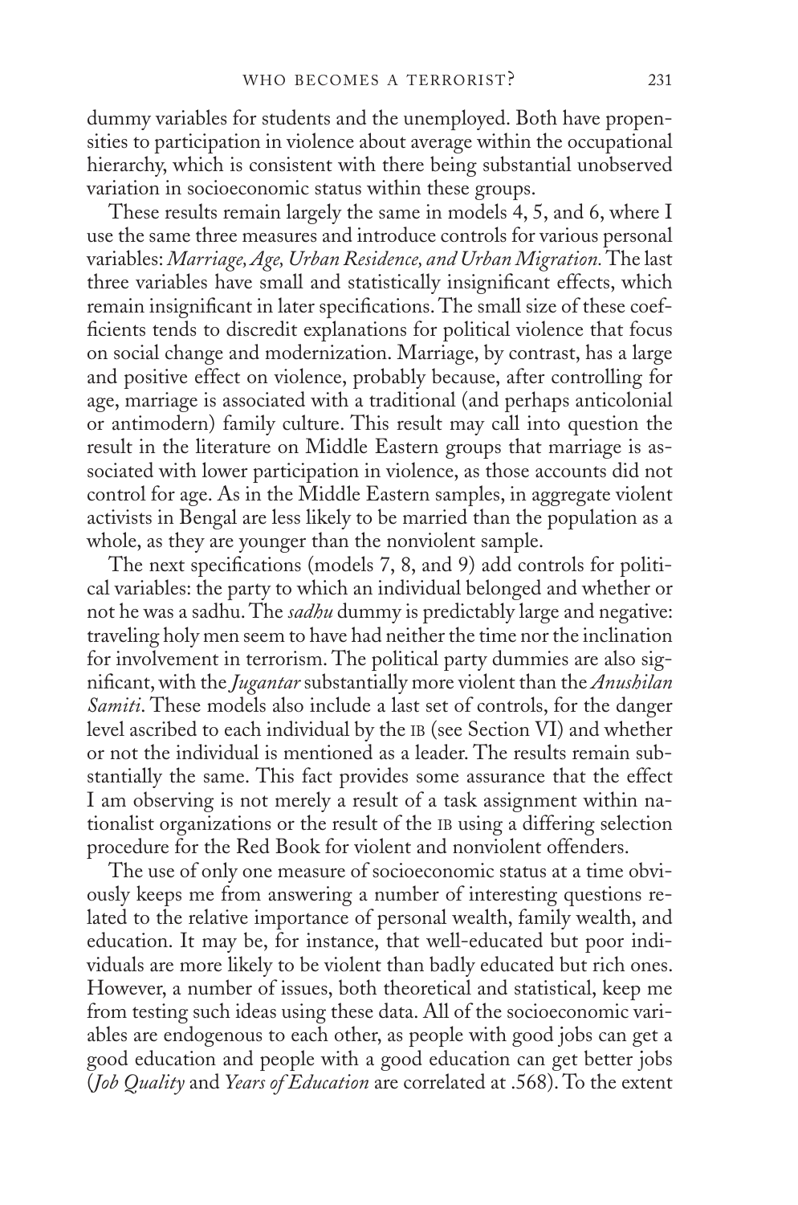dummy variables for students and the unemployed. Both have propensities to participation in violence about average within the occupational hierarchy, which is consistent with there being substantial unobserved variation in socioeconomic status within these groups.

These results remain largely the same in models 4, 5, and 6, where I use the same three measures and introduce controls for various personal variables: *Marriage, Age, Urban Residence, and Urban Migration.* The last three variables have small and statistically insignificant effects, which remain insignificant in later specifications. The small size of these coefficients tends to discredit explanations for political violence that focus on social change and modernization. Marriage, by contrast, has a large and positive effect on violence, probably because, after controlling for age, marriage is associated with a traditional (and perhaps anticolonial or antimodern) family culture. This result may call into question the result in the literature on Middle Eastern groups that marriage is associated with lower participation in violence, as those accounts did not control for age. As in the Middle Eastern samples, in aggregate violent activists in Bengal are less likely to be married than the population as a whole, as they are younger than the nonviolent sample.

The next specifications (models 7, 8, and 9) add controls for political variables: the party to which an individual belonged and whether or not he was a sadhu. The *sadhu* dummy is predictably large and negative: traveling holy men seem to have had neither the time nor the inclination for involvement in terrorism. The political party dummies are also significant, with the *Jugantar* substantially more violent than the *Anushilan Samiti*. These models also include a last set of controls, for the danger level ascribed to each individual by the IB (see Section VI) and whether or not the individual is mentioned as a leader. The results remain substantially the same. This fact provides some assurance that the effect I am observing is not merely a result of a task assignment within nationalist organizations or the result of the IB using a differing selection procedure for the Red Book for violent and nonviolent offenders.

The use of only one measure of socioeconomic status at a time obviously keeps me from answering a number of interesting questions related to the relative importance of personal wealth, family wealth, and education. It may be, for instance, that well-educated but poor individuals are more likely to be violent than badly educated but rich ones. However, a number of issues, both theoretical and statistical, keep me from testing such ideas using these data. All of the socioeconomic variables are endogenous to each other, as people with good jobs can get a good education and people with a good education can get better jobs (*Job Quality* and *Years of Education* are correlated at .568). To the extent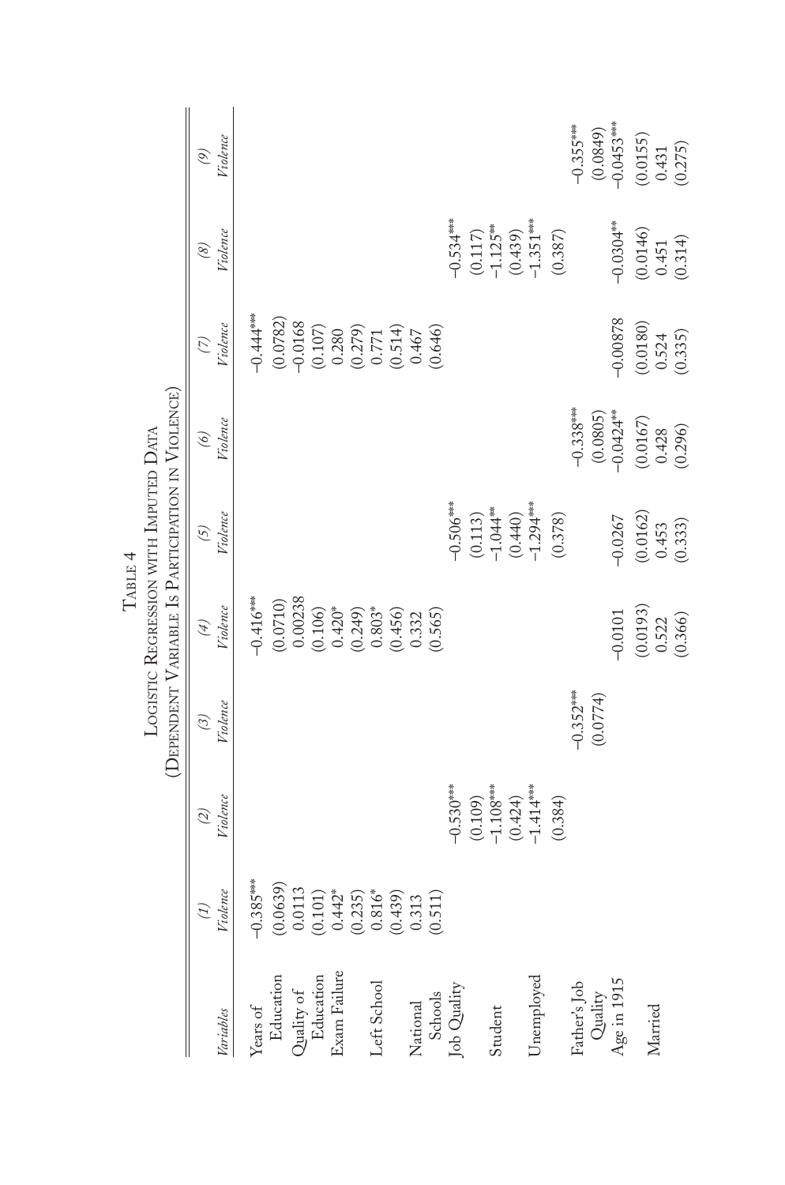Table 4

Logistic Regression with Imputed Data

(Dependent Variable Is Participation in Violence)

| *Variables* | *(1) Violence* | *(2) Violence* | *(3) Violence* | *(4) Violence* | *(5) Violence* | *(6) Violence* | *(7) Violence* | *(8) Violence* | *(9) Violence* |
|---|---|---|---|---|---|---|---|---|---|
| Years of Education | −0.385*** | | | −0.416*** | | | −0.444*** | | |
| | (0.0639) | | | (0.0710) | | | (0.0782) | | |
| Quality of Education | 0.0113 | | | 0.00238 | | | −0.0168 | | |
| | (0.101) | | | (0.106) | | | (0.107) | | |
| Exam Failure | 0.442* | | | 0.420* | | | 0.280 | | |
| | (0.235) | | | (0.249) | | | (0.279) | | |
| Left School | 0.816* | | | 0.803* | | | 0.771 | | |
| | (0.439) | | | (0.456) | | | (0.514) | | |
| National Schools | 0.313 | | | 0.332 | | | 0.467 | | |
| | (0.511) | | | (0.565) | | | (0.646) | | |
| Job Quality | | −0.530*** | | | −0.506*** | | | −0.534*** | |
| | | (0.109) | | | (0.113) | | | (0.117) | |
| Student | | −1.108*** | | | −1.044** | | | −1.125** | |
| | | (0.424) | | | (0.440) | | | (0.439) | |
| Unemployed | | −1.414*** | | | −1.294*** | | | −1.351*** | |
| | | (0.384) | | | (0.378) | | | (0.387) | |
| Father's Job Quality | | | −0.352*** | | | −0.338*** | | | −0.355*** |
| | | | (0.0774) | | | (0.0805) | | | (0.0849) |
| Age in 1915 | | | | −0.0101 | −0.0267 | −0.0424** | −0.00878 | −0.0304** | −0.0453*** |
| | | | | (0.0193) | (0.0162) | (0.0167) | (0.0180) | (0.0146) | (0.0155) |
| Married | | | | 0.522 | 0.453 | 0.428 | 0.524 | 0.451 | 0.431 |
| | | | | (0.366) | (0.333) | (0.296) | (0.335) | (0.314) | (0.275) |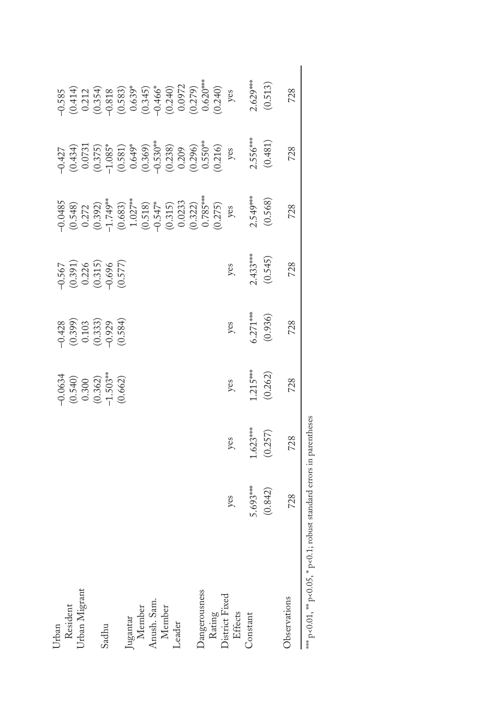| | (1) | (2) | (3) | (4) | (5) | (6) | (7) | (8) |
|---|---|---|---|---|---|---|---|---|
| Urban Resident | | | −0.0634 | −0.428 | −0.567 | −0.0485 | −0.427 | −0.585 |
| | | | (0.540) | (0.399) | (0.391) | (0.548) | (0.434) | (0.414) |
| Urban Migrant | | | 0.300 | 0.103 | 0.226 | 0.272 | 0.0731 | 0.212 |
| | | | (0.362) | (0.333) | (0.315) | (0.392) | (0.375) | (0.354) |
| Sadhu | | | −1.503** | −0.929 | −0.696 | −1.749** | −1.085* | −0.818 |
| | | | (0.662) | (0.584) | (0.577) | (0.683) | (0.581) | (0.583) |
| Jugantar Member | | | | | | 1.027** | 0.649* | 0.639* |
| | | | | | | (0.518) | (0.369) | (0.345) |
| Anush. Sam. Member | | | | | | −0.547* | −0.530** | −0.466* |
| | | | | | | (0.315) | (0.238) | (0.240) |
| Leader | | | | | | 0.0233 | 0.209 | 0.0972 |
| | | | | | | (0.322) | (0.296) | (0.279) |
| Dangerousness Rating | | | | | | 0.785*** | 0.550** | 0.620*** |
| | | | | | | (0.275) | (0.216) | (0.240) |
| District Fixed Effects | yes | yes | yes | yes | yes | yes | yes | yes |
| Constant | 5.693*** | 1.623*** | 1.215*** | 6.271*** | 2.433*** | 2.549*** | 2.556*** | 2.629*** |
| | (0.842) | (0.257) | (0.262) | (0.936) | (0.545) | (0.568) | (0.481) | (0.513) |
| Observations | 728 | 728 | 728 | 728 | 728 | 728 | 728 | 728 |

*** p<0.01, ** p<0.05, * p<0.1; robust standard errors in parentheses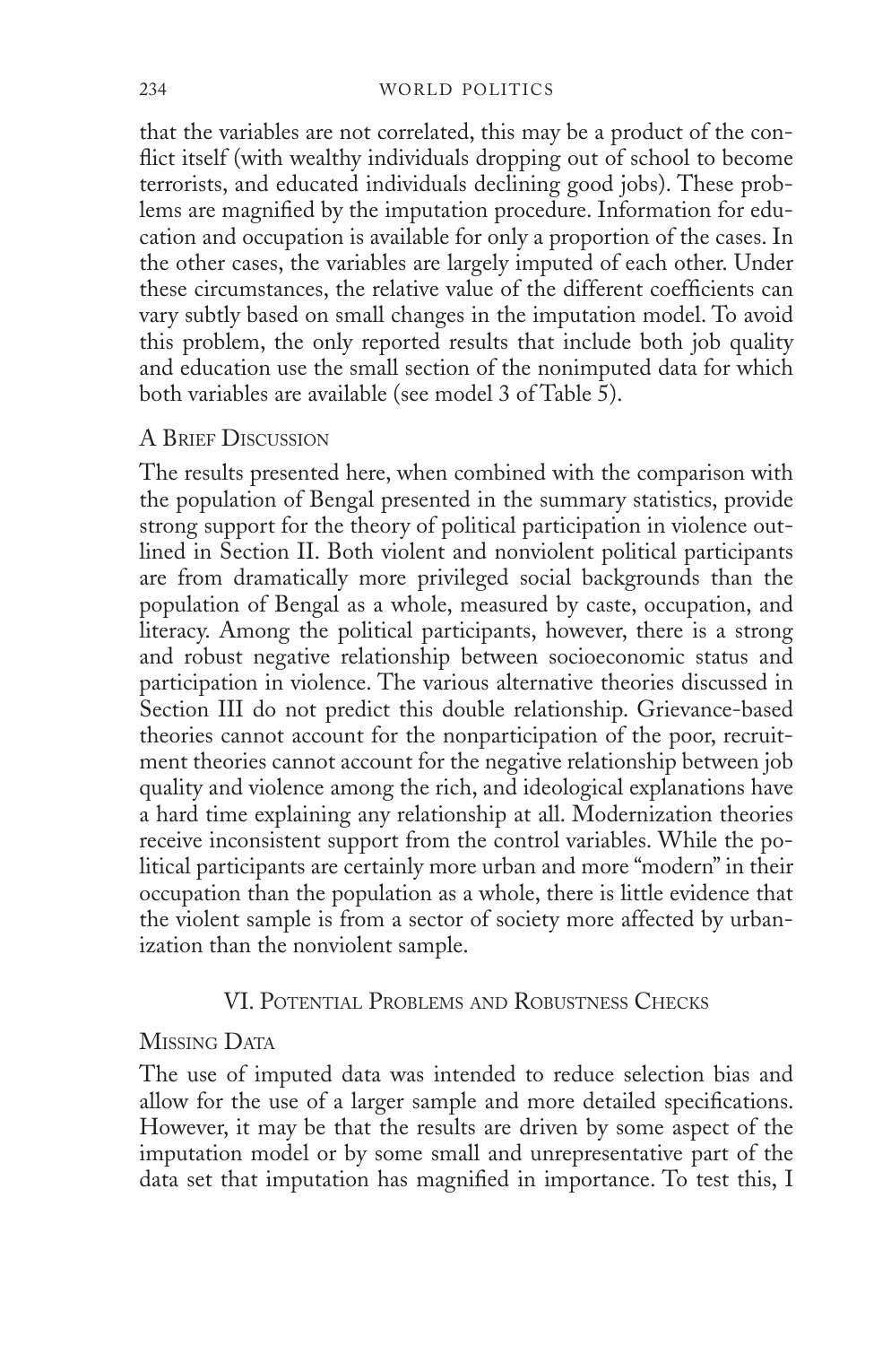that the variables are not correlated, this may be a product of the conflict itself (with wealthy individuals dropping out of school to become terrorists, and educated individuals declining good jobs). These problems are magnified by the imputation procedure. Information for education and occupation is available for only a proportion of the cases. In the other cases, the variables are largely imputed of each other. Under these circumstances, the relative value of the different coefficients can vary subtly based on small changes in the imputation model. To avoid this problem, the only reported results that include both job quality and education use the small section of the nonimputed data for which both variables are available (see model 3 of Table 5).

### A Brief Discussion

The results presented here, when combined with the comparison with the population of Bengal presented in the summary statistics, provide strong support for the theory of political participation in violence outlined in Section II. Both violent and nonviolent political participants are from dramatically more privileged social backgrounds than the population of Bengal as a whole, measured by caste, occupation, and literacy. Among the political participants, however, there is a strong and robust negative relationship between socioeconomic status and participation in violence. The various alternative theories discussed in Section III do not predict this double relationship. Grievance-based theories cannot account for the nonparticipation of the poor, recruitment theories cannot account for the negative relationship between job quality and violence among the rich, and ideological explanations have a hard time explaining any relationship at all. Modernization theories receive inconsistent support from the control variables. While the political participants are certainly more urban and more "modern" in their occupation than the population as a whole, there is little evidence that the violent sample is from a sector of society more affected by urbanization than the nonviolent sample.

## VI. Potential Problems and Robustness Checks

### Missing Data

The use of imputed data was intended to reduce selection bias and allow for the use of a larger sample and more detailed specifications. However, it may be that the results are driven by some aspect of the imputation model or by some small and unrepresentative part of the data set that imputation has magnified in importance. To test this, I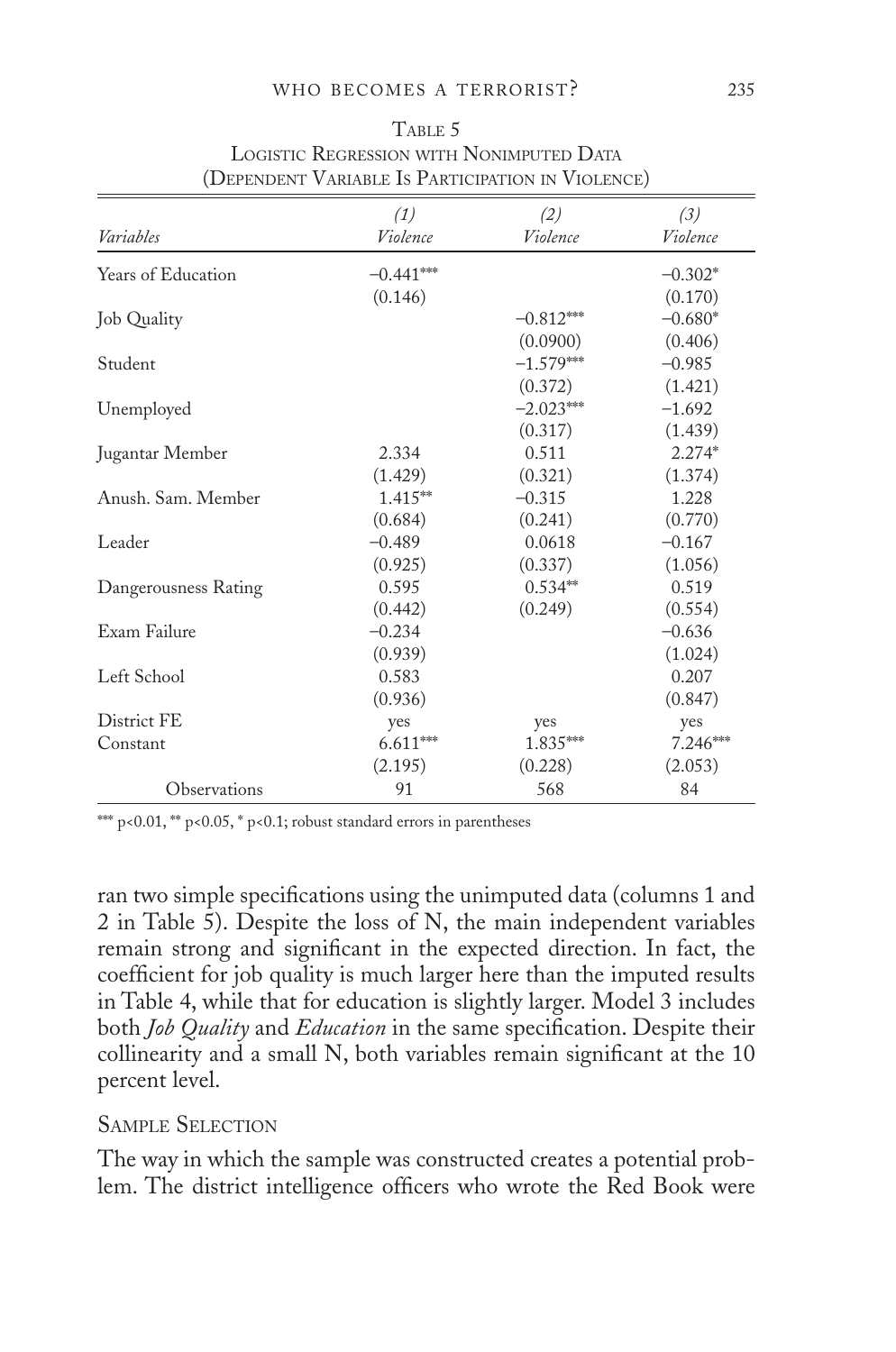Table 5
Logistic Regression with Nonimputed Data
(Dependent Variable Is Participation in Violence)

| *Variables* | *(1)* *Violence* | *(2)* *Violence* | *(3)* *Violence* |
|---|---|---|---|
| Years of Education | −0.441*** | | −0.302* |
| | (0.146) | | (0.170) |
| Job Quality | | −0.812*** | −0.680* |
| | | (0.0900) | (0.406) |
| Student | | −1.579*** | −0.985 |
| | | (0.372) | (1.421) |
| Unemployed | | −2.023*** | −1.692 |
| | | (0.317) | (1.439) |
| Jugantar Member | 2.334 | 0.511 | 2.274* |
| | (1.429) | (0.321) | (1.374) |
| Anush. Sam. Member | 1.415** | −0.315 | 1.228 |
| | (0.684) | (0.241) | (0.770) |
| Leader | −0.489 | 0.0618 | −0.167 |
| | (0.925) | (0.337) | (1.056) |
| Dangerousness Rating | 0.595 | 0.534** | 0.519 |
| | (0.442) | (0.249) | (0.554) |
| Exam Failure | −0.234 | | −0.636 |
| | (0.939) | | (1.024) |
| Left School | 0.583 | | 0.207 |
| | (0.936) | | (0.847) |
| District FE | yes | yes | yes |
| Constant | 6.611*** | 1.835*** | 7.246*** |
| | (2.195) | (0.228) | (2.053) |
| Observations | 91 | 568 | 84 |

*** $p<0.01$, ** $p<0.05$, * $p<0.1$; robust standard errors in parentheses

ran two simple specifications using the unimputed data (columns 1 and 2 in Table 5). Despite the loss of N, the main independent variables remain strong and significant in the expected direction. In fact, the coefficient for job quality is much larger here than the imputed results in Table 4, while that for education is slightly larger. Model 3 includes both *Job Quality* and *Education* in the same specification. Despite their collinearity and a small N, both variables remain significant at the 10 percent level.

### Sample Selection

The way in which the sample was constructed creates a potential problem. The district intelligence officers who wrote the Red Book were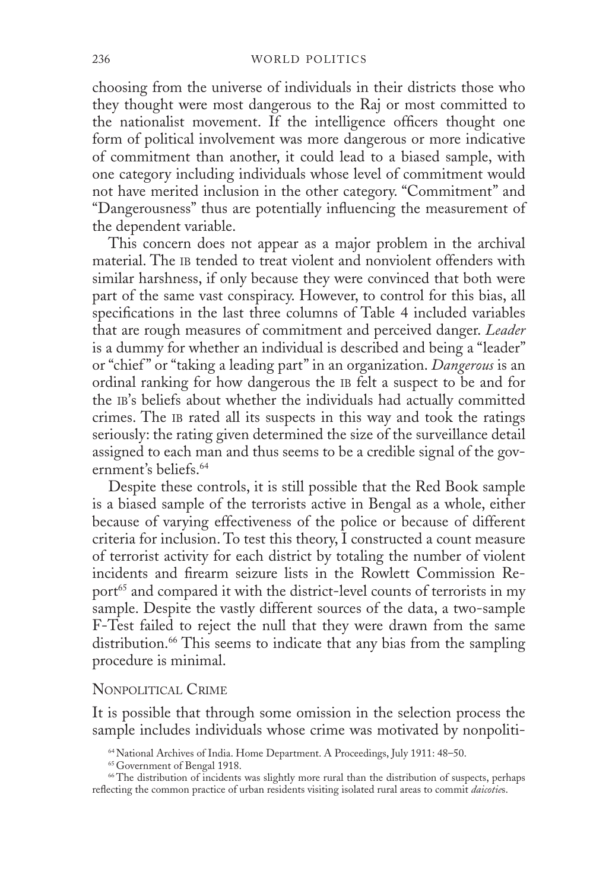choosing from the universe of individuals in their districts those who they thought were most dangerous to the Raj or most committed to the nationalist movement. If the intelligence officers thought one form of political involvement was more dangerous or more indicative of commitment than another, it could lead to a biased sample, with one category including individuals whose level of commitment would not have merited inclusion in the other category. "Commitment" and "Dangerousness" thus are potentially influencing the measurement of the dependent variable.

This concern does not appear as a major problem in the archival material. The IB tended to treat violent and nonviolent offenders with similar harshness, if only because they were convinced that both were part of the same vast conspiracy. However, to control for this bias, all specifications in the last three columns of Table 4 included variables that are rough measures of commitment and perceived danger. *Leader* is a dummy for whether an individual is described and being a "leader" or "chief" or "taking a leading part" in an organization. *Dangerous* is an ordinal ranking for how dangerous the IB felt a suspect to be and for the IB's beliefs about whether the individuals had actually committed crimes. The IB rated all its suspects in this way and took the ratings seriously: the rating given determined the size of the surveillance detail assigned to each man and thus seems to be a credible signal of the government's beliefs.[64]

Despite these controls, it is still possible that the Red Book sample is a biased sample of the terrorists active in Bengal as a whole, either because of varying effectiveness of the police or because of different criteria for inclusion. To test this theory, I constructed a count measure of terrorist activity for each district by totaling the number of violent incidents and firearm seizure lists in the Rowlett Commission Report[65] and compared it with the district-level counts of terrorists in my sample. Despite the vastly different sources of the data, a two-sample F-Test failed to reject the null that they were drawn from the same distribution.[66] This seems to indicate that any bias from the sampling procedure is minimal.

## Nonpolitical Crime

It is possible that through some omission in the selection process the sample includes individuals whose crime was motivated by nonpoliti-

[64] National Archives of India. Home Department. A Proceedings, July 1911: 48–50.

[65] Government of Bengal 1918.

[66] The distribution of incidents was slightly more rural than the distribution of suspects, perhaps reflecting the common practice of urban residents visiting isolated rural areas to commit *daicoties*.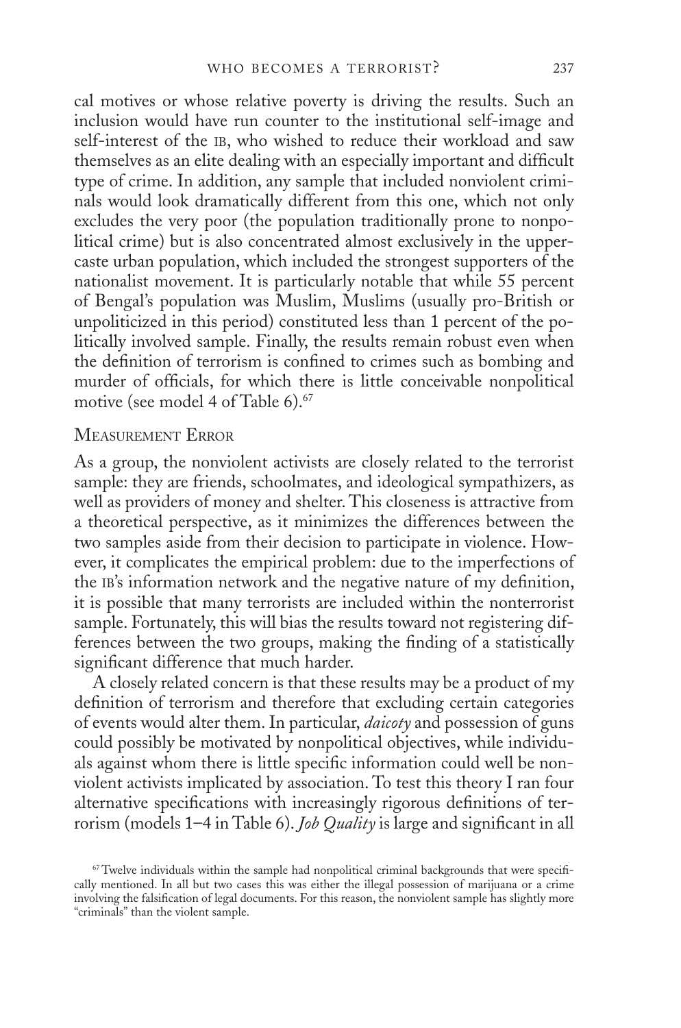cal motives or whose relative poverty is driving the results. Such an inclusion would have run counter to the institutional self-image and self-interest of the IB, who wished to reduce their workload and saw themselves as an elite dealing with an especially important and difficult type of crime. In addition, any sample that included nonviolent criminals would look dramatically different from this one, which not only excludes the very poor (the population traditionally prone to nonpolitical crime) but is also concentrated almost exclusively in the upper-caste urban population, which included the strongest supporters of the nationalist movement. It is particularly notable that while 55 percent of Bengal's population was Muslim, Muslims (usually pro-British or unpoliticized in this period) constituted less than 1 percent of the politically involved sample. Finally, the results remain robust even when the definition of terrorism is confined to crimes such as bombing and murder of officials, for which there is little conceivable nonpolitical motive (see model 4 of Table 6).[67]

## Measurement Error

As a group, the nonviolent activists are closely related to the terrorist sample: they are friends, schoolmates, and ideological sympathizers, as well as providers of money and shelter. This closeness is attractive from a theoretical perspective, as it minimizes the differences between the two samples aside from their decision to participate in violence. However, it complicates the empirical problem: due to the imperfections of the IB's information network and the negative nature of my definition, it is possible that many terrorists are included within the nonterrorist sample. Fortunately, this will bias the results toward not registering differences between the two groups, making the finding of a statistically significant difference that much harder.

A closely related concern is that these results may be a product of my definition of terrorism and therefore that excluding certain categories of events would alter them. In particular, *daicoty* and possession of guns could possibly be motivated by nonpolitical objectives, while individuals against whom there is little specific information could well be nonviolent activists implicated by association. To test this theory I ran four alternative specifications with increasingly rigorous definitions of terrorism (models 1–4 in Table 6). *Job Quality* is large and significant in all

[67] Twelve individuals within the sample had nonpolitical criminal backgrounds that were specifically mentioned. In all but two cases this was either the illegal possession of marijuana or a crime involving the falsification of legal documents. For this reason, the nonviolent sample has slightly more "criminals" than the violent sample.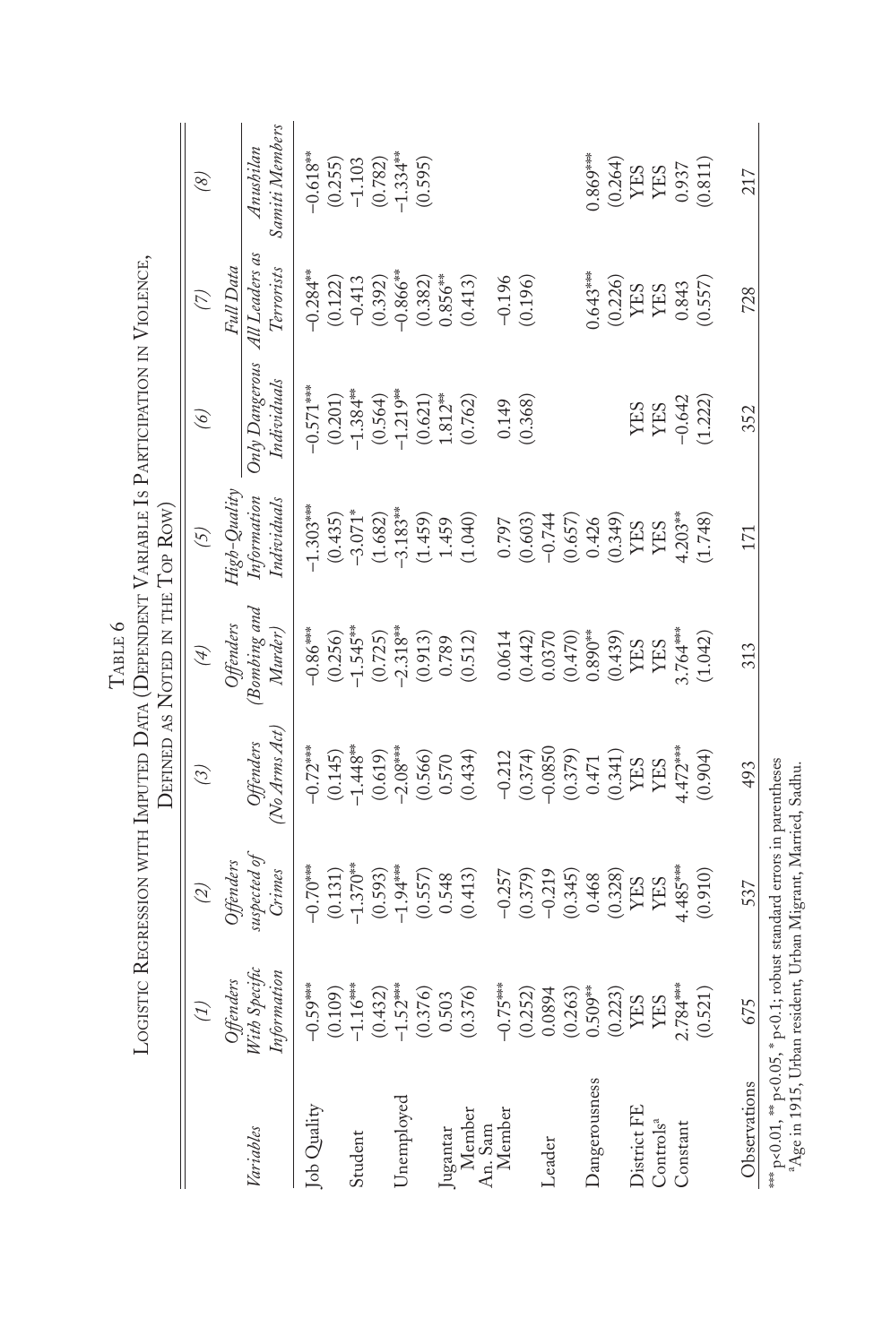# Table 6

## Logistic Regression with Imputed Data (Dependent Variable Is Participation in Violence, Defined as Noted in the Top Row)

| Variables | (1) Offenders With Specific Information | (2) Offenders suspected of Crimes | (3) Offenders (No Arms Act) | (4) Offenders (Bombing and Murder) | (5) High-Quality Information Individuals | (6) Only Dangerous Individuals | (7) Full Data All Leaders as Terrorists | (8) Anushilan Samiti Members |
|---|---|---|---|---|---|---|---|---|
| Job Quality | −0.59*** | −0.70*** | −0.72*** | −0.86*** | −1.303*** | −0.571*** | −0.284** | −0.618** |
| | (0.109) | (0.131) | (0.145) | (0.256) | (0.435) | (0.201) | (0.122) | (0.255) |
| Student | −1.16*** | −1.370** | −1.448** | −1.545** | −3.071* | −1.384** | −0.413 | −1.103 |
| | (0.432) | (0.593) | (0.619) | (0.725) | (1.682) | (0.564) | (0.392) | (0.782) |
| Unemployed | −1.52*** | −1.94*** | −2.08*** | −2.318** | −3.183** | −1.219** | −0.866** | −1.334** |
| | (0.376) | (0.557) | (0.566) | (0.913) | (1.459) | (0.621) | (0.382) | (0.595) |
| Jugantar Member | 0.503 | 0.548 | 0.570 | 0.789 | 1.459 | 1.812** | 0.856** | |
| | (0.376) | (0.413) | (0.434) | (0.512) | (1.040) | (0.762) | (0.413) | |
| An. Sam Member | −0.75*** | −0.257 | −0.212 | 0.0614 | 0.797 | 0.149 | −0.196 | |
| | (0.252) | (0.379) | (0.374) | (0.442) | (0.603) | (0.368) | (0.196) | |
| Leader | 0.0894 | −0.219 | −0.0850 | 0.0370 | −0.744 | | | |
| | (0.263) | (0.345) | (0.379) | (0.470) | (0.657) | | | |
| Dangerousness | 0.509** | 0.468 | 0.471 | 0.890** | 0.426 | | 0.643*** | 0.869*** |
| | (0.223) | (0.328) | (0.341) | (0.439) | (0.349) | | (0.226) | (0.264) |
| District FE | YES | YES | YES | YES | YES | YES | YES | YES |
| Controls[a] | YES | YES | YES | YES | YES | YES | YES | YES |
| Constant | 2.784*** | 4.485*** | 4.472*** | 3.764*** | 4.203** | −0.642 | 0.843 | 0.937 |
| | (0.521) | (0.910) | (0.904) | (1.042) | (1.748) | (1.222) | (0.557) | (0.811) |
| Observations | 675 | 537 | 493 | 313 | 171 | 352 | 728 | 217 |

*** p<0.01, ** p<0.05, * p<0.1; robust standard errors in parentheses
[a]Age in 1915, Urban resident, Urban Migrant, Married, Sadhu.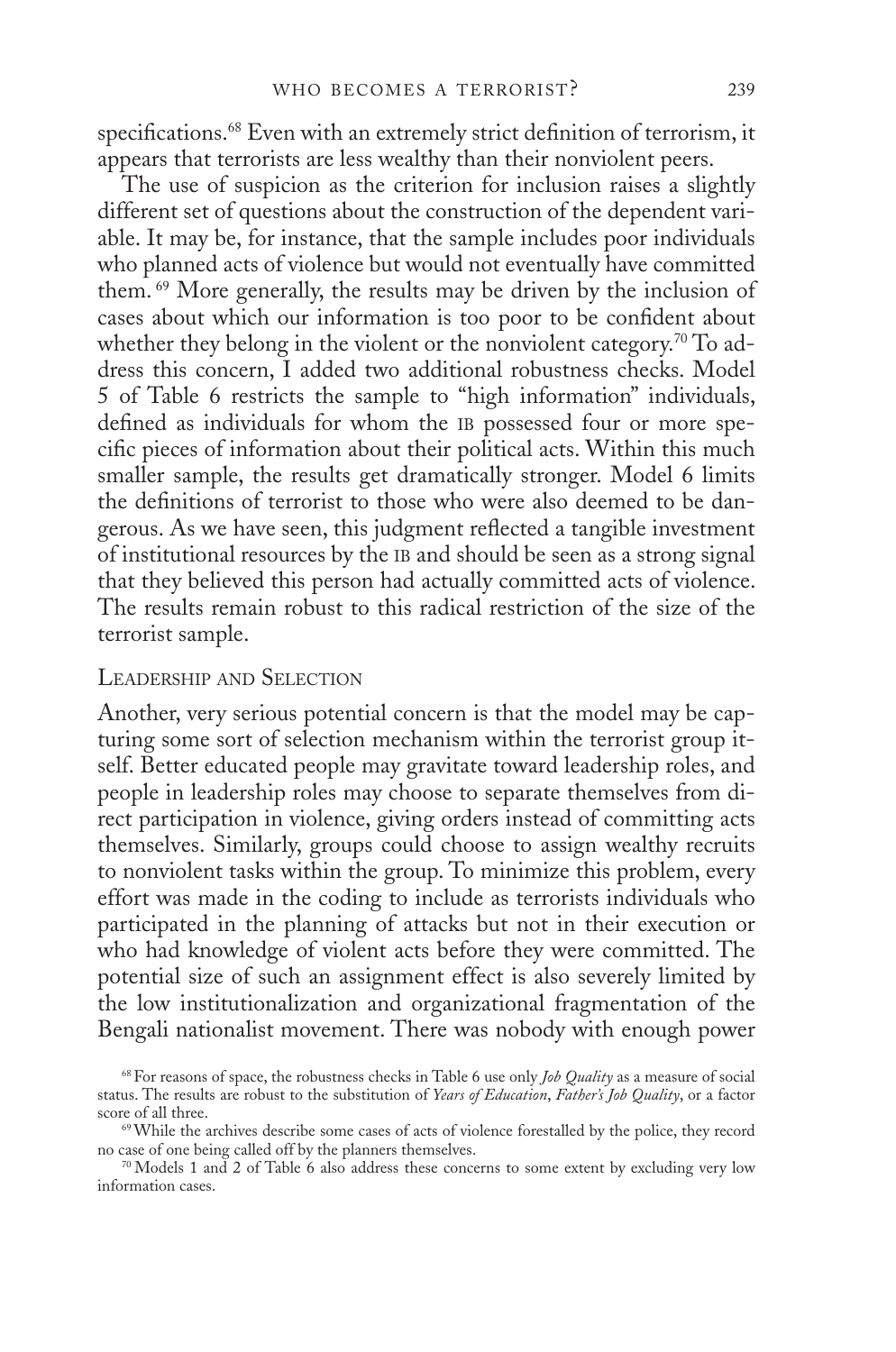specifications.[68] Even with an extremely strict definition of terrorism, it appears that terrorists are less wealthy than their nonviolent peers.

The use of suspicion as the criterion for inclusion raises a slightly different set of questions about the construction of the dependent variable. It may be, for instance, that the sample includes poor individuals who planned acts of violence but would not eventually have committed them. [69] More generally, the results may be driven by the inclusion of cases about which our information is too poor to be confident about whether they belong in the violent or the nonviolent category.[70] To address this concern, I added two additional robustness checks. Model 5 of Table 6 restricts the sample to "high information" individuals, defined as individuals for whom the IB possessed four or more specific pieces of information about their political acts. Within this much smaller sample, the results get dramatically stronger. Model 6 limits the definitions of terrorist to those who were also deemed to be dangerous. As we have seen, this judgment reflected a tangible investment of institutional resources by the IB and should be seen as a strong signal that they believed this person had actually committed acts of violence. The results remain robust to this radical restriction of the size of the terrorist sample.

### Leadership and Selection

Another, very serious potential concern is that the model may be capturing some sort of selection mechanism within the terrorist group itself. Better educated people may gravitate toward leadership roles, and people in leadership roles may choose to separate themselves from direct participation in violence, giving orders instead of committing acts themselves. Similarly, groups could choose to assign wealthy recruits to nonviolent tasks within the group. To minimize this problem, every effort was made in the coding to include as terrorists individuals who participated in the planning of attacks but not in their execution or who had knowledge of violent acts before they were committed. The potential size of such an assignment effect is also severely limited by the low institutionalization and organizational fragmentation of the Bengali nationalist movement. There was nobody with enough power

[68] For reasons of space, the robustness checks in Table 6 use only *Job Quality* as a measure of social status. The results are robust to the substitution of *Years of Education*, *Father's Job Quality*, or a factor score of all three.

[69] While the archives describe some cases of acts of violence forestalled by the police, they record no case of one being called off by the planners themselves.

[70] Models 1 and 2 of Table 6 also address these concerns to some extent by excluding very low information cases.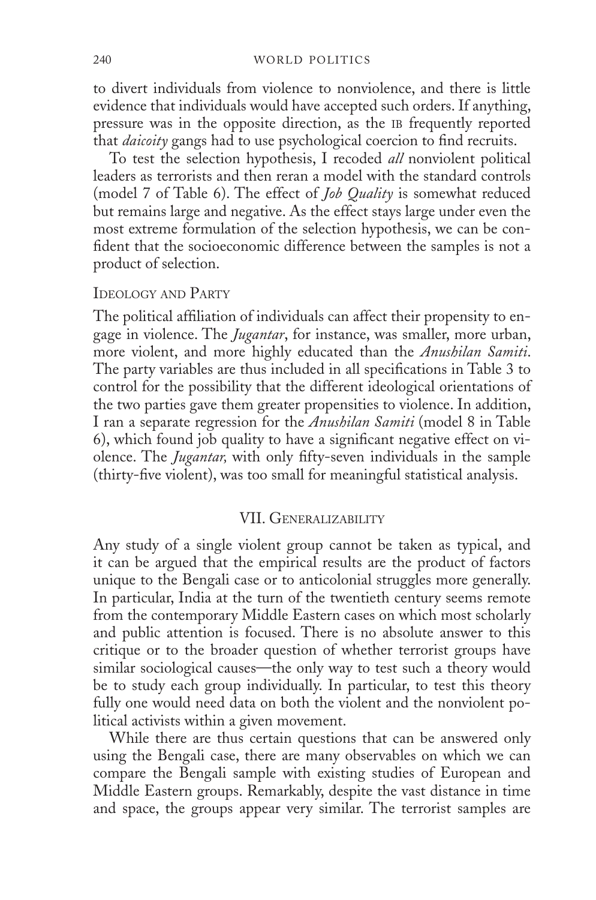to divert individuals from violence to nonviolence, and there is little evidence that individuals would have accepted such orders. If anything, pressure was in the opposite direction, as the IB frequently reported that *daicoity* gangs had to use psychological coercion to find recruits.

To test the selection hypothesis, I recoded *all* nonviolent political leaders as terrorists and then reran a model with the standard controls (model 7 of Table 6). The effect of *Job Quality* is somewhat reduced but remains large and negative. As the effect stays large under even the most extreme formulation of the selection hypothesis, we can be confident that the socioeconomic difference between the samples is not a product of selection.

### Ideology and Party

The political affiliation of individuals can affect their propensity to engage in violence. The *Jugantar*, for instance, was smaller, more urban, more violent, and more highly educated than the *Anushilan Samiti*. The party variables are thus included in all specifications in Table 3 to control for the possibility that the different ideological orientations of the two parties gave them greater propensities to violence. In addition, I ran a separate regression for the *Anushilan Samiti* (model 8 in Table 6), which found job quality to have a significant negative effect on violence. The *Jugantar,* with only fifty-seven individuals in the sample (thirty-five violent), was too small for meaningful statistical analysis.

## VII. Generalizability

Any study of a single violent group cannot be taken as typical, and it can be argued that the empirical results are the product of factors unique to the Bengali case or to anticolonial struggles more generally. In particular, India at the turn of the twentieth century seems remote from the contemporary Middle Eastern cases on which most scholarly and public attention is focused. There is no absolute answer to this critique or to the broader question of whether terrorist groups have similar sociological causes—the only way to test such a theory would be to study each group individually. In particular, to test this theory fully one would need data on both the violent and the nonviolent political activists within a given movement.

While there are thus certain questions that can be answered only using the Bengali case, there are many observables on which we can compare the Bengali sample with existing studies of European and Middle Eastern groups. Remarkably, despite the vast distance in time and space, the groups appear very similar. The terrorist samples are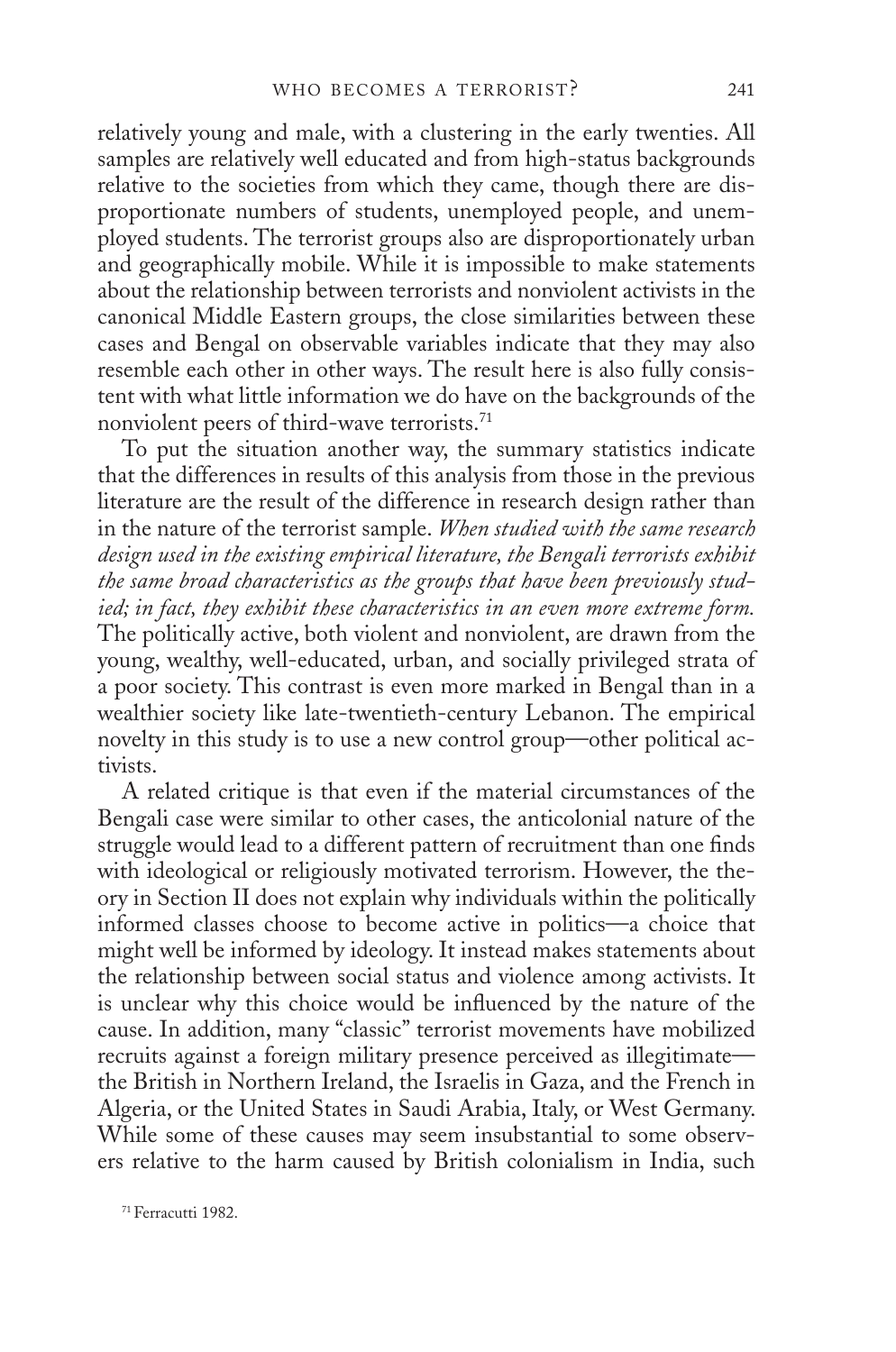relatively young and male, with a clustering in the early twenties. All samples are relatively well educated and from high-status backgrounds relative to the societies from which they came, though there are disproportionate numbers of students, unemployed people, and unemployed students. The terrorist groups also are disproportionately urban and geographically mobile. While it is impossible to make statements about the relationship between terrorists and nonviolent activists in the canonical Middle Eastern groups, the close similarities between these cases and Bengal on observable variables indicate that they may also resemble each other in other ways. The result here is also fully consistent with what little information we do have on the backgrounds of the nonviolent peers of third-wave terrorists.[71]

To put the situation another way, the summary statistics indicate that the differences in results of this analysis from those in the previous literature are the result of the difference in research design rather than in the nature of the terrorist sample. *When studied with the same research design used in the existing empirical literature, the Bengali terrorists exhibit the same broad characteristics as the groups that have been previously studied; in fact, they exhibit these characteristics in an even more extreme form.* The politically active, both violent and nonviolent, are drawn from the young, wealthy, well-educated, urban, and socially privileged strata of a poor society. This contrast is even more marked in Bengal than in a wealthier society like late-twentieth-century Lebanon. The empirical novelty in this study is to use a new control group—other political activists.

A related critique is that even if the material circumstances of the Bengali case were similar to other cases, the anticolonial nature of the struggle would lead to a different pattern of recruitment than one finds with ideological or religiously motivated terrorism. However, the theory in Section II does not explain why individuals within the politically informed classes choose to become active in politics—a choice that might well be informed by ideology. It instead makes statements about the relationship between social status and violence among activists. It is unclear why this choice would be influenced by the nature of the cause. In addition, many "classic" terrorist movements have mobilized recruits against a foreign military presence perceived as illegitimate—the British in Northern Ireland, the Israelis in Gaza, and the French in Algeria, or the United States in Saudi Arabia, Italy, or West Germany. While some of these causes may seem insubstantial to some observers relative to the harm caused by British colonialism in India, such

[71] Ferracutti 1982.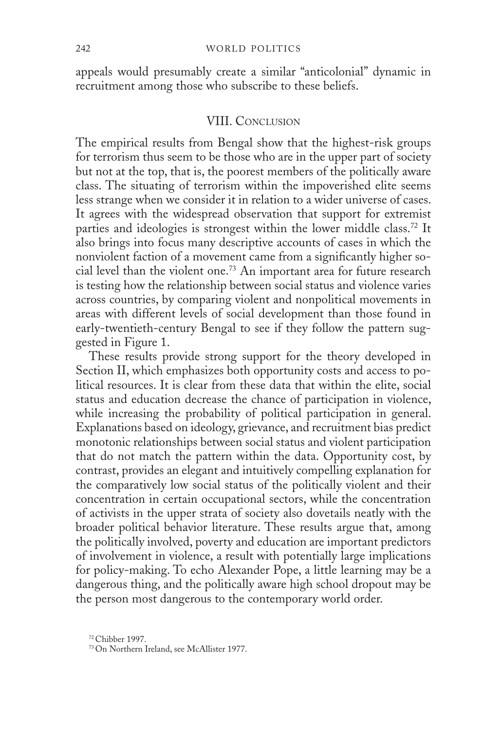appeals would presumably create a similar "anticolonial" dynamic in recruitment among those who subscribe to these beliefs.

## VIII. Conclusion

The empirical results from Bengal show that the highest-risk groups for terrorism thus seem to be those who are in the upper part of society but not at the top, that is, the poorest members of the politically aware class. The situating of terrorism within the impoverished elite seems less strange when we consider it in relation to a wider universe of cases. It agrees with the widespread observation that support for extremist parties and ideologies is strongest within the lower middle class.[72] It also brings into focus many descriptive accounts of cases in which the nonviolent faction of a movement came from a significantly higher social level than the violent one.[73] An important area for future research is testing how the relationship between social status and violence varies across countries, by comparing violent and nonpolitical movements in areas with different levels of social development than those found in early-twentieth-century Bengal to see if they follow the pattern suggested in Figure 1.

These results provide strong support for the theory developed in Section II, which emphasizes both opportunity costs and access to political resources. It is clear from these data that within the elite, social status and education decrease the chance of participation in violence, while increasing the probability of political participation in general. Explanations based on ideology, grievance, and recruitment bias predict monotonic relationships between social status and violent participation that do not match the pattern within the data. Opportunity cost, by contrast, provides an elegant and intuitively compelling explanation for the comparatively low social status of the politically violent and their concentration in certain occupational sectors, while the concentration of activists in the upper strata of society also dovetails neatly with the broader political behavior literature. These results argue that, among the politically involved, poverty and education are important predictors of involvement in violence, a result with potentially large implications for policy-making. To echo Alexander Pope, a little learning may be a dangerous thing, and the politically aware high school dropout may be the person most dangerous to the contemporary world order.

[72] Chibber 1997.

[73] On Northern Ireland, see McAllister 1977.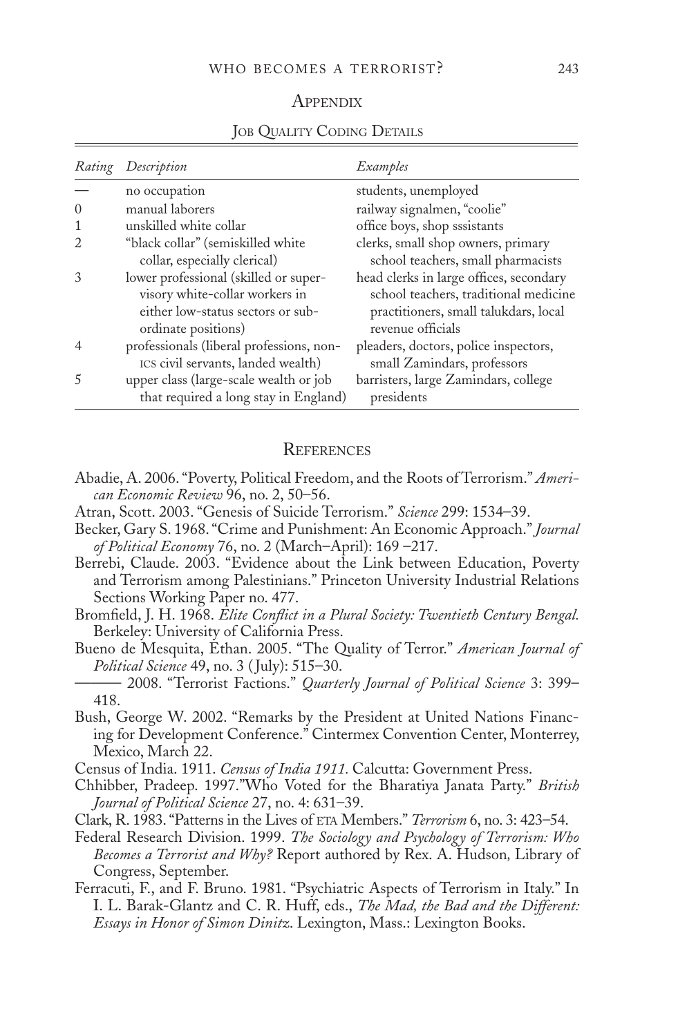## Appendix

### Job Quality Coding Details

| *Rating* | *Description* | *Examples* |
|---|---|---|
| — | no occupation | students, unemployed |
| 0 | manual laborers | railway signalmen, "coolie" |
| 1 | unskilled white collar | office boys, shop sssistants |
| 2 | "black collar" (semiskilled white collar, especially clerical) | clerks, small shop owners, primary school teachers, small pharmacists |
| 3 | lower professional (skilled or supervisory white-collar workers in either low-status sectors or subordinate positions) | head clerks in large offices, secondary school teachers, traditional medicine practitioners, small talukdars, local revenue officials |
| 4 | professionals (liberal professions, non-ICS civil servants, landed wealth) | pleaders, doctors, police inspectors, small Zamindars, professors |
| 5 | upper class (large-scale wealth or job that required a long stay in England) | barristers, large Zamindars, college presidents |

## References

Abadie, A. 2006. "Poverty, Political Freedom, and the Roots of Terrorism." *American Economic Review* 96, no. 2, 50–56.

Atran, Scott. 2003. "Genesis of Suicide Terrorism." *Science* 299: 1534–39.

Becker, Gary S. 1968. "Crime and Punishment: An Economic Approach." *Journal of Political Economy* 76, no. 2 (March–April): 169 –217.

Berrebi, Claude. 2003. "Evidence about the Link between Education, Poverty and Terrorism among Palestinians." Princeton University Industrial Relations Sections Working Paper no. 477.

Bromfield, J. H. 1968. *Elite Conflict in a Plural Society: Twentieth Century Bengal.* Berkeley: University of California Press.

Bueno de Mesquita, Ethan. 2005. "The Quality of Terror." *American Journal of Political Science* 49, no. 3 (July): 515–30.

——— 2008. "Terrorist Factions." *Quarterly Journal of Political Science* 3: 399–418.

Bush, George W. 2002. "Remarks by the President at United Nations Financing for Development Conference." Cintermex Convention Center, Monterrey, Mexico, March 22.

Census of India. 1911. *Census of India 1911.* Calcutta: Government Press.

Chhibber, Pradeep. 1997."Who Voted for the Bharatiya Janata Party." *British Journal of Political Science* 27, no. 4: 631–39.

Clark, R. 1983. "Patterns in the Lives of ETA Members." *Terrorism* 6, no. 3: 423–54.

Federal Research Division. 1999. *The Sociology and Psychology of Terrorism: Who Becomes a Terrorist and Why?* Report authored by Rex. A. Hudson*,* Library of Congress, September.

Ferracuti, F., and F. Bruno. 1981. "Psychiatric Aspects of Terrorism in Italy." In I. L. Barak-Glantz and C. R. Huff, eds., *The Mad, the Bad and the Different: Essays in Honor of Simon Dinitz*. Lexington, Mass.: Lexington Books.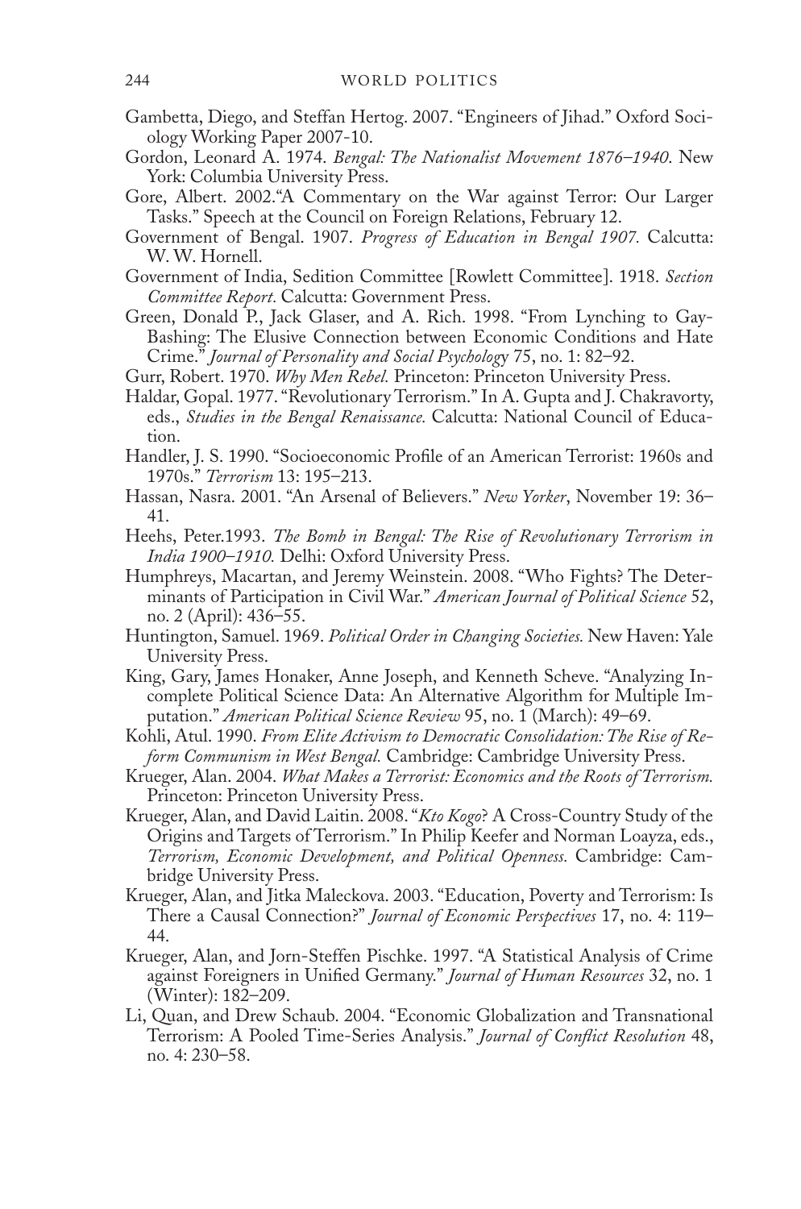Gambetta, Diego, and Steffan Hertog. 2007. "Engineers of Jihad." Oxford Sociology Working Paper 2007-10.

Gordon, Leonard A. 1974. *Bengal: The Nationalist Movement 1876–1940.* New York: Columbia University Press.

Gore, Albert. 2002."A Commentary on the War against Terror: Our Larger Tasks." Speech at the Council on Foreign Relations, February 12.

Government of Bengal. 1907. *Progress of Education in Bengal 1907.* Calcutta: W. W. Hornell.

Government of India, Sedition Committee [Rowlett Committee]. 1918. *Section Committee Report.* Calcutta: Government Press.

Green, Donald P., Jack Glaser, and A. Rich. 1998. "From Lynching to Gay-Bashing: The Elusive Connection between Economic Conditions and Hate Crime." *Journal of Personality and Social Psychology* 75, no. 1: 82–92.

Gurr, Robert. 1970. *Why Men Rebel.* Princeton: Princeton University Press.

Haldar, Gopal. 1977. "Revolutionary Terrorism." In A. Gupta and J. Chakravorty, eds., *Studies in the Bengal Renaissance.* Calcutta: National Council of Education.

Handler, J. S. 1990. "Socioeconomic Profile of an American Terrorist: 1960s and 1970s." *Terrorism* 13: 195–213.

Hassan, Nasra. 2001. "An Arsenal of Believers." *New Yorker*, November 19: 36–41.

Heehs, Peter.1993. *The Bomb in Bengal: The Rise of Revolutionary Terrorism in India 1900–1910.* Delhi: Oxford University Press.

Humphreys, Macartan, and Jeremy Weinstein. 2008. "Who Fights? The Determinants of Participation in Civil War." *American Journal of Political Science* 52, no. 2 (April): 436–55.

Huntington, Samuel. 1969. *Political Order in Changing Societies.* New Haven: Yale University Press.

King, Gary, James Honaker, Anne Joseph, and Kenneth Scheve. "Analyzing Incomplete Political Science Data: An Alternative Algorithm for Multiple Imputation." *American Political Science Review* 95, no. 1 (March): 49–69.

Kohli, Atul. 1990. *From Elite Activism to Democratic Consolidation: The Rise of Reform Communism in West Bengal.* Cambridge: Cambridge University Press.

Krueger, Alan. 2004. *What Makes a Terrorist: Economics and the Roots of Terrorism.* Princeton: Princeton University Press.

Krueger, Alan, and David Laitin. 2008. "*Kto Kogo*? A Cross-Country Study of the Origins and Targets of Terrorism." In Philip Keefer and Norman Loayza, eds., *Terrorism, Economic Development, and Political Openness.* Cambridge: Cambridge University Press.

Krueger, Alan, and Jitka Maleckova. 2003. "Education, Poverty and Terrorism: Is There a Causal Connection?" *Journal of Economic Perspectives* 17, no. 4: 119–44.

Krueger, Alan, and Jorn-Steffen Pischke. 1997. "A Statistical Analysis of Crime against Foreigners in Unified Germany." *Journal of Human Resources* 32, no. 1 (Winter): 182–209.

Li, Quan, and Drew Schaub. 2004. "Economic Globalization and Transnational Terrorism: A Pooled Time-Series Analysis." *Journal of Conflict Resolution* 48, no. 4: 230–58.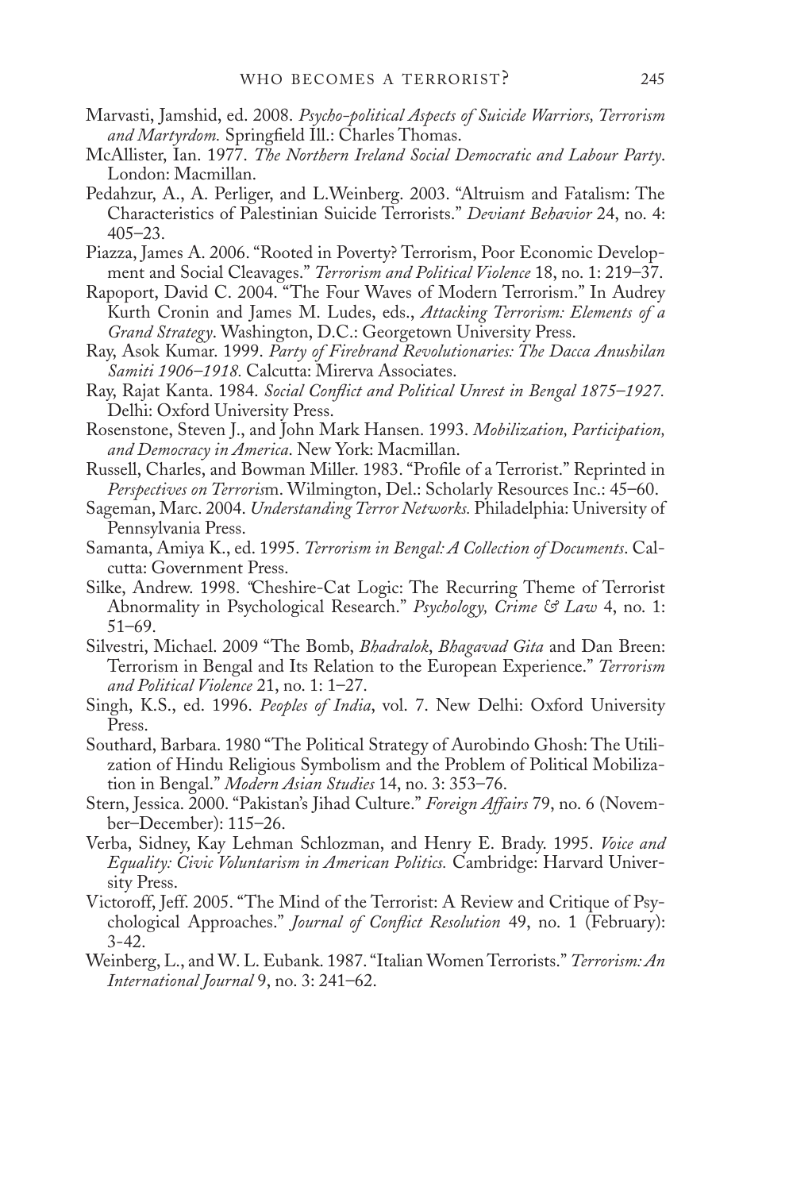Marvasti, Jamshid, ed. 2008. *Psycho-political Aspects of Suicide Warriors, Terrorism and Martyrdom.* Springfield Ill.: Charles Thomas.

McAllister, Ian. 1977. *The Northern Ireland Social Democratic and Labour Party*. London: Macmillan.

Pedahzur, A., A. Perliger, and L.Weinberg. 2003. "Altruism and Fatalism: The Characteristics of Palestinian Suicide Terrorists." *Deviant Behavior* 24, no. 4: 405–23.

Piazza, James A. 2006. "Rooted in Poverty? Terrorism, Poor Economic Development and Social Cleavages." *Terrorism and Political Violence* 18, no. 1: 219–37.

Rapoport, David C. 2004. "The Four Waves of Modern Terrorism." In Audrey Kurth Cronin and James M. Ludes, eds., *Attacking Terrorism: Elements of a Grand Strategy*. Washington, D.C.: Georgetown University Press.

Ray, Asok Kumar. 1999. *Party of Firebrand Revolutionaries: The Dacca Anushilan Samiti 1906–1918.* Calcutta: Mirerva Associates.

Ray, Rajat Kanta. 1984. *Social Conflict and Political Unrest in Bengal 1875–1927.* Delhi: Oxford University Press.

Rosenstone, Steven J., and John Mark Hansen. 1993. *Mobilization, Participation, and Democracy in America*. New York: Macmillan.

Russell, Charles, and Bowman Miller. 1983. "Profile of a Terrorist." Reprinted in *Perspectives on Terroris*m. Wilmington, Del.: Scholarly Resources Inc.: 45–60.

Sageman, Marc. 2004. *Understanding Terror Networks.* Philadelphia: University of Pennsylvania Press.

Samanta, Amiya K., ed. 1995. *Terrorism in Bengal: A Collection of Documents*. Calcutta: Government Press.

Silke, Andrew. 1998. "Cheshire-Cat Logic: The Recurring Theme of Terrorist Abnormality in Psychological Research." *Psychology, Crime & Law* 4, no. 1: 51–69.

Silvestri, Michael. 2009 "The Bomb, *Bhadralok*, *Bhagavad Gita* and Dan Breen: Terrorism in Bengal and Its Relation to the European Experience." *Terrorism and Political Violence* 21, no. 1: 1–27.

Singh, K.S., ed. 1996. *Peoples of India*, vol. 7. New Delhi: Oxford University Press.

Southard, Barbara. 1980 "The Political Strategy of Aurobindo Ghosh: The Utilization of Hindu Religious Symbolism and the Problem of Political Mobilization in Bengal." *Modern Asian Studies* 14, no. 3: 353–76.

Stern, Jessica. 2000. "Pakistan's Jihad Culture." *Foreign Affairs* 79, no. 6 (November–December): 115–26.

Verba, Sidney, Kay Lehman Schlozman, and Henry E. Brady. 1995. *Voice and Equality: Civic Voluntarism in American Politics.* Cambridge: Harvard University Press.

Victoroff, Jeff. 2005. "The Mind of the Terrorist: A Review and Critique of Psychological Approaches." *Journal of Conflict Resolution* 49, no. 1 (February): 3-42.

Weinberg, L., and W. L. Eubank. 1987. "Italian Women Terrorists." *Terrorism: An International Journal* 9, no. 3: 241–62.